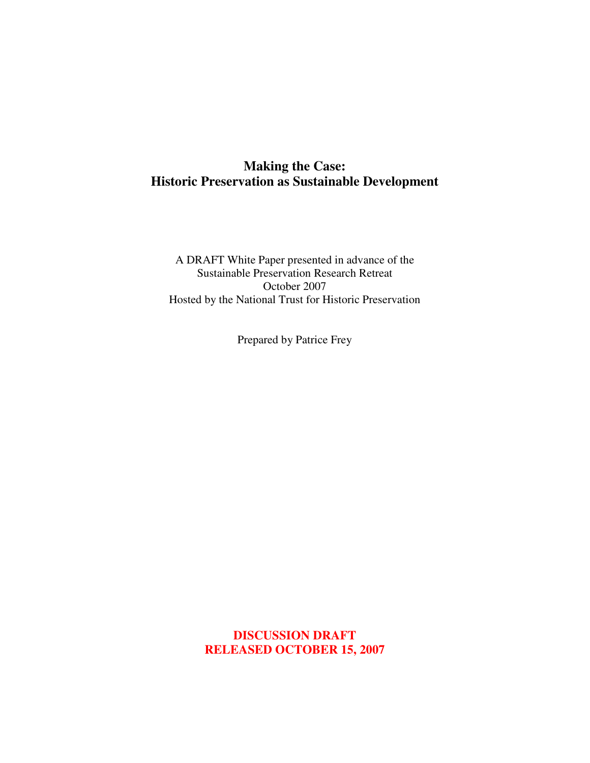# Making the Case:
# Historic Preservation as Sustainable Development

A DRAFT White Paper presented in advance of the
Sustainable Preservation Research Retreat
October 2007
Hosted by the National Trust for Historic Preservation

Prepared by Patrice Frey

**DISCUSSION DRAFT**
**RELEASED OCTOBER 15, 2007**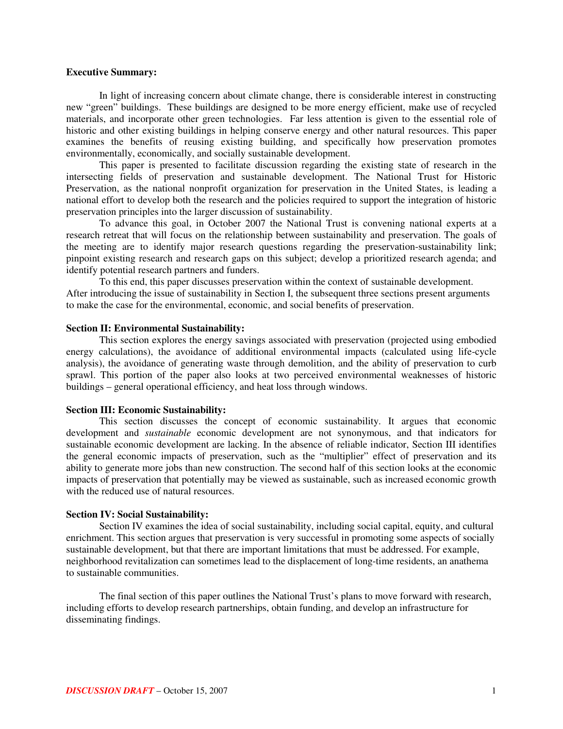**Executive Summary:**

In light of increasing concern about climate change, there is considerable interest in constructing new "green" buildings. These buildings are designed to be more energy efficient, make use of recycled materials, and incorporate other green technologies. Far less attention is given to the essential role of historic and other existing buildings in helping conserve energy and other natural resources. This paper examines the benefits of reusing existing building, and specifically how preservation promotes environmentally, economically, and socially sustainable development.

This paper is presented to facilitate discussion regarding the existing state of research in the intersecting fields of preservation and sustainable development. The National Trust for Historic Preservation, as the national nonprofit organization for preservation in the United States, is leading a national effort to develop both the research and the policies required to support the integration of historic preservation principles into the larger discussion of sustainability.

To advance this goal, in October 2007 the National Trust is convening national experts at a research retreat that will focus on the relationship between sustainability and preservation. The goals of the meeting are to identify major research questions regarding the preservation-sustainability link; pinpoint existing research and research gaps on this subject; develop a prioritized research agenda; and identify potential research partners and funders.

To this end, this paper discusses preservation within the context of sustainable development. After introducing the issue of sustainability in Section I, the subsequent three sections present arguments to make the case for the environmental, economic, and social benefits of preservation.

**Section II: Environmental Sustainability:**

This section explores the energy savings associated with preservation (projected using embodied energy calculations), the avoidance of additional environmental impacts (calculated using life-cycle analysis), the avoidance of generating waste through demolition, and the ability of preservation to curb sprawl. This portion of the paper also looks at two perceived environmental weaknesses of historic buildings – general operational efficiency, and heat loss through windows.

**Section III: Economic Sustainability:**

This section discusses the concept of economic sustainability. It argues that economic development and *sustainable* economic development are not synonymous, and that indicators for sustainable economic development are lacking. In the absence of reliable indicator, Section III identifies the general economic impacts of preservation, such as the "multiplier" effect of preservation and its ability to generate more jobs than new construction. The second half of this section looks at the economic impacts of preservation that potentially may be viewed as sustainable, such as increased economic growth with the reduced use of natural resources.

**Section IV: Social Sustainability:**

Section IV examines the idea of social sustainability, including social capital, equity, and cultural enrichment. This section argues that preservation is very successful in promoting some aspects of socially sustainable development, but that there are important limitations that must be addressed. For example, neighborhood revitalization can sometimes lead to the displacement of long-time residents, an anathema to sustainable communities.

The final section of this paper outlines the National Trust's plans to move forward with research, including efforts to develop research partnerships, obtain funding, and develop an infrastructure for disseminating findings.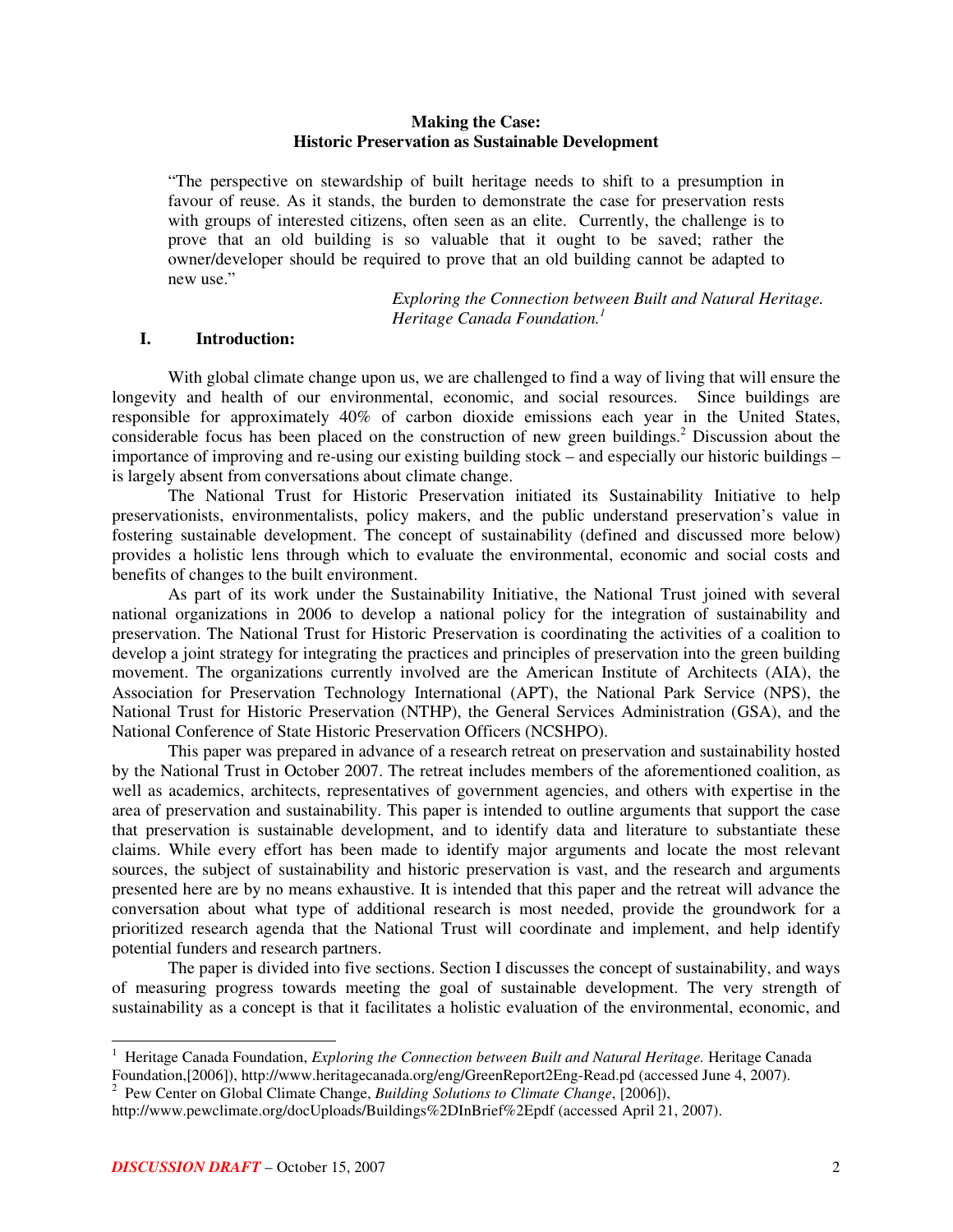## Making the Case: Historic Preservation as Sustainable Development

> "The perspective on stewardship of built heritage needs to shift to a presumption in favour of reuse. As it stands, the burden to demonstrate the case for preservation rests with groups of interested citizens, often seen as an elite. Currently, the challenge is to prove that an old building is so valuable that it ought to be saved; rather the owner/developer should be required to prove that an old building cannot be adapted to new use."
>
> *Exploring the Connection between Built and Natural Heritage. Heritage Canada Foundation.*[1]

### I. Introduction:

With global climate change upon us, we are challenged to find a way of living that will ensure the longevity and health of our environmental, economic, and social resources. Since buildings are responsible for approximately 40% of carbon dioxide emissions each year in the United States, considerable focus has been placed on the construction of new green buildings.[2] Discussion about the importance of improving and re-using our existing building stock – and especially our historic buildings – is largely absent from conversations about climate change.

The National Trust for Historic Preservation initiated its Sustainability Initiative to help preservationists, environmentalists, policy makers, and the public understand preservation's value in fostering sustainable development. The concept of sustainability (defined and discussed more below) provides a holistic lens through which to evaluate the environmental, economic and social costs and benefits of changes to the built environment.

As part of its work under the Sustainability Initiative, the National Trust joined with several national organizations in 2006 to develop a national policy for the integration of sustainability and preservation. The National Trust for Historic Preservation is coordinating the activities of a coalition to develop a joint strategy for integrating the practices and principles of preservation into the green building movement. The organizations currently involved are the American Institute of Architects (AIA), the Association for Preservation Technology International (APT), the National Park Service (NPS), the National Trust for Historic Preservation (NTHP), the General Services Administration (GSA), and the National Conference of State Historic Preservation Officers (NCSHPO).

This paper was prepared in advance of a research retreat on preservation and sustainability hosted by the National Trust in October 2007. The retreat includes members of the aforementioned coalition, as well as academics, architects, representatives of government agencies, and others with expertise in the area of preservation and sustainability. This paper is intended to outline arguments that support the case that preservation is sustainable development, and to identify data and literature to substantiate these claims. While every effort has been made to identify major arguments and locate the most relevant sources, the subject of sustainability and historic preservation is vast, and the research and arguments presented here are by no means exhaustive. It is intended that this paper and the retreat will advance the conversation about what type of additional research is most needed, provide the groundwork for a prioritized research agenda that the National Trust will coordinate and implement, and help identify potential funders and research partners.

The paper is divided into five sections. Section I discusses the concept of sustainability, and ways of measuring progress towards meeting the goal of sustainable development. The very strength of sustainability as a concept is that it facilitates a holistic evaluation of the environmental, economic, and

---

[1] Heritage Canada Foundation, *Exploring the Connection between Built and Natural Heritage.* Heritage Canada Foundation,[2006]), http://www.heritagecanada.org/eng/GreenReport2Eng-Read.pd (accessed June 4, 2007).

[2] Pew Center on Global Climate Change, *Building Solutions to Climate Change*, [2006]), http://www.pewclimate.org/docUploads/Buildings%2DInBrief%2Epdf (accessed April 21, 2007).

*DISCUSSION DRAFT* – October 15, 2007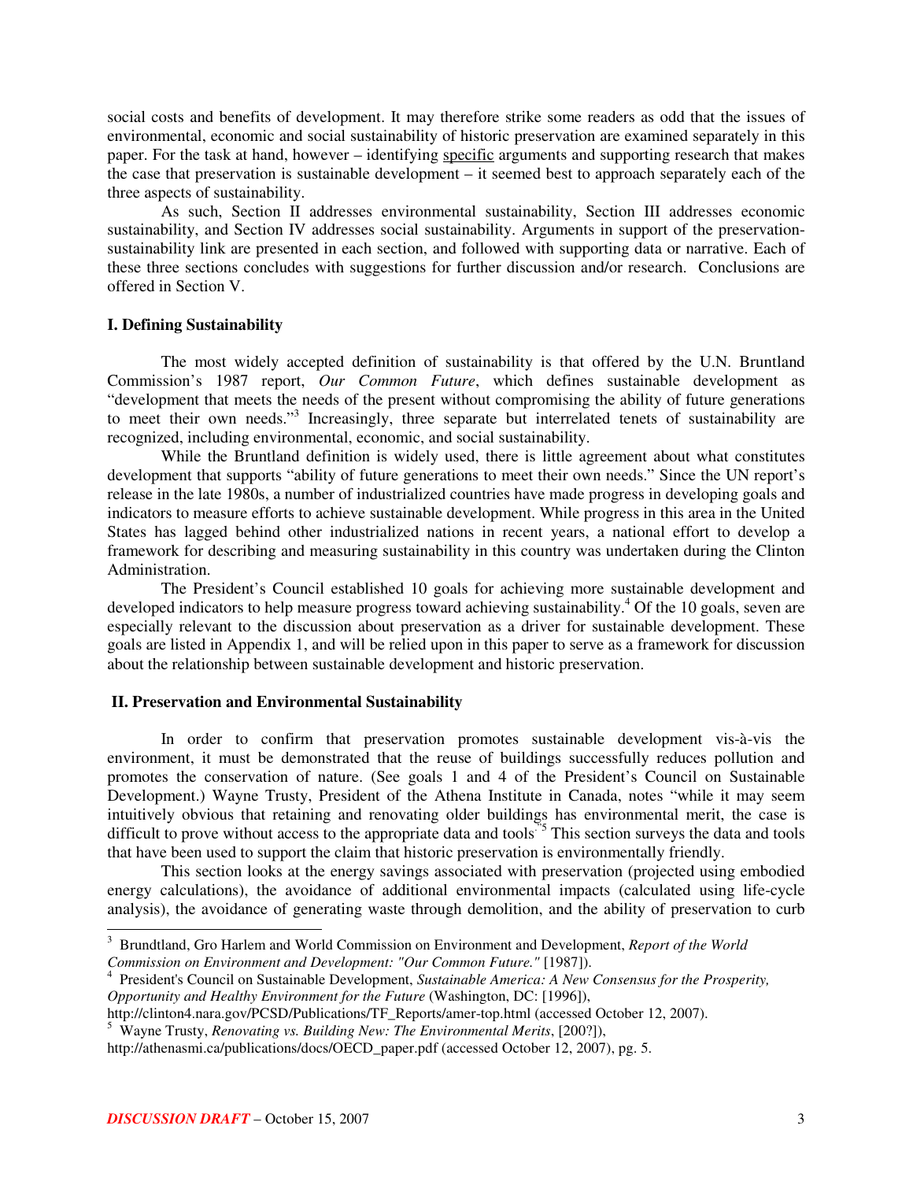social costs and benefits of development. It may therefore strike some readers as odd that the issues of environmental, economic and social sustainability of historic preservation are examined separately in this paper. For the task at hand, however – identifying specific arguments and supporting research that makes the case that preservation is sustainable development – it seemed best to approach separately each of the three aspects of sustainability.

As such, Section II addresses environmental sustainability, Section III addresses economic sustainability, and Section IV addresses social sustainability. Arguments in support of the preservation-sustainability link are presented in each section, and followed with supporting data or narrative. Each of these three sections concludes with suggestions for further discussion and/or research. Conclusions are offered in Section V.

## I. Defining Sustainability

The most widely accepted definition of sustainability is that offered by the U.N. Bruntland Commission's 1987 report, *Our Common Future*, which defines sustainable development as "development that meets the needs of the present without compromising the ability of future generations to meet their own needs."[3] Increasingly, three separate but interrelated tenets of sustainability are recognized, including environmental, economic, and social sustainability.

While the Bruntland definition is widely used, there is little agreement about what constitutes development that supports "ability of future generations to meet their own needs." Since the UN report's release in the late 1980s, a number of industrialized countries have made progress in developing goals and indicators to measure efforts to achieve sustainable development. While progress in this area in the United States has lagged behind other industrialized nations in recent years, a national effort to develop a framework for describing and measuring sustainability in this country was undertaken during the Clinton Administration.

The President's Council established 10 goals for achieving more sustainable development and developed indicators to help measure progress toward achieving sustainability.[4] Of the 10 goals, seven are especially relevant to the discussion about preservation as a driver for sustainable development. These goals are listed in Appendix 1, and will be relied upon in this paper to serve as a framework for discussion about the relationship between sustainable development and historic preservation.

## II. Preservation and Environmental Sustainability

In order to confirm that preservation promotes sustainable development vis-à-vis the environment, it must be demonstrated that the reuse of buildings successfully reduces pollution and promotes the conservation of nature. (See goals 1 and 4 of the President's Council on Sustainable Development.) Wayne Trusty, President of the Athena Institute in Canada, notes "while it may seem intuitively obvious that retaining and renovating older buildings has environmental merit, the case is difficult to prove without access to the appropriate data and tools"[5] This section surveys the data and tools that have been used to support the claim that historic preservation is environmentally friendly.

This section looks at the energy savings associated with preservation (projected using embodied energy calculations), the avoidance of additional environmental impacts (calculated using life-cycle analysis), the avoidance of generating waste through demolition, and the ability of preservation to curb

---

[3] Brundtland, Gro Harlem and World Commission on Environment and Development, *Report of the World Commission on Environment and Development: "Our Common Future."* [1987]).

[4] President's Council on Sustainable Development, *Sustainable America: A New Consensus for the Prosperity, Opportunity and Healthy Environment for the Future* (Washington, DC: [1996]), http://clinton4.nara.gov/PCSD/Publications/TF_Reports/amer-top.html (accessed October 12, 2007).

[5] Wayne Trusty, *Renovating vs. Building New: The Environmental Merits*, [200?]), http://athenasmi.ca/publications/docs/OECD_paper.pdf (accessed October 12, 2007), pg. 5.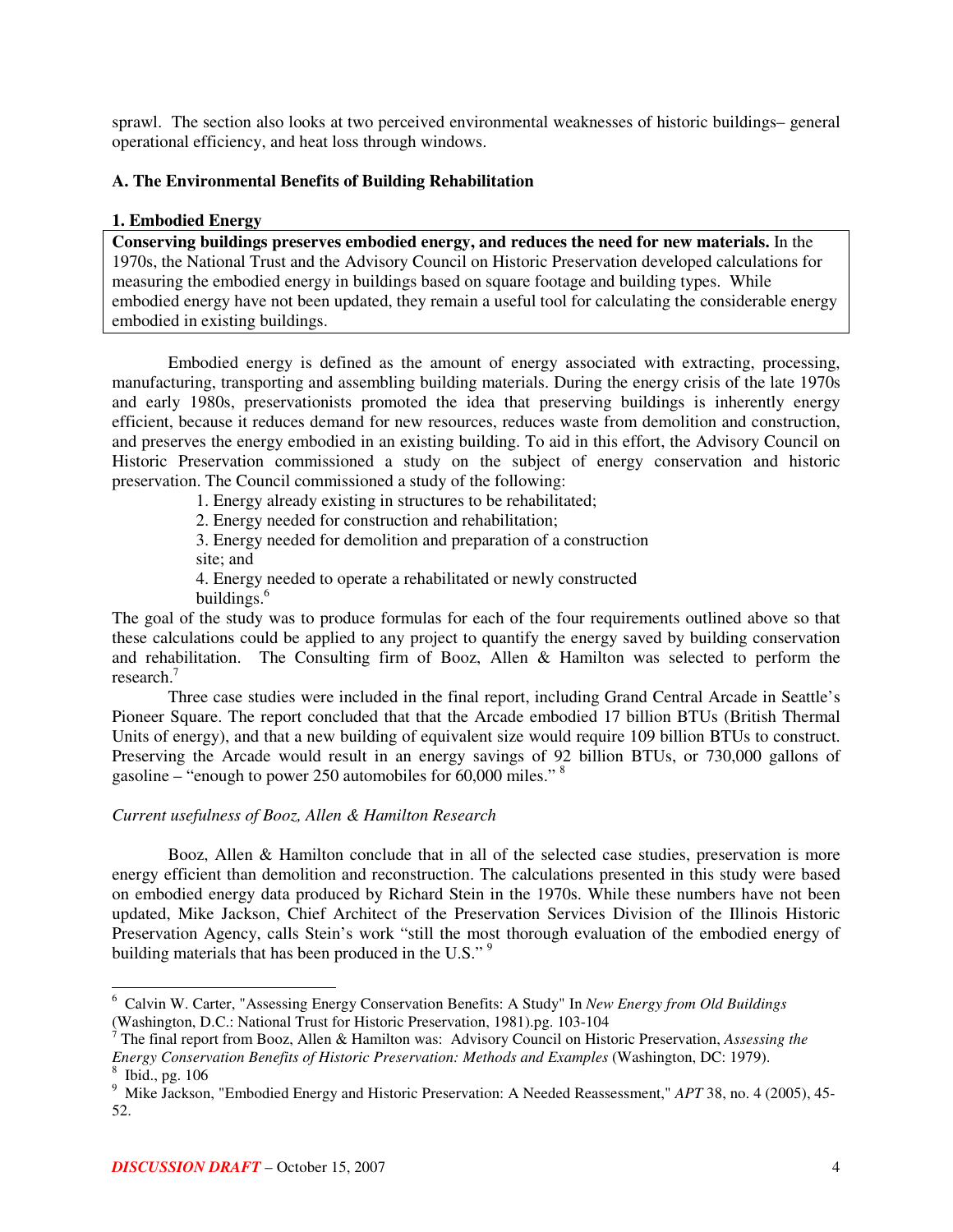sprawl. The section also looks at two perceived environmental weaknesses of historic buildings– general operational efficiency, and heat loss through windows.

### A. The Environmental Benefits of Building Rehabilitation

#### 1. Embodied Energy

**Conserving buildings preserves embodied energy, and reduces the need for new materials.** In the 1970s, the National Trust and the Advisory Council on Historic Preservation developed calculations for measuring the embodied energy in buildings based on square footage and building types. While embodied energy have not been updated, they remain a useful tool for calculating the considerable energy embodied in existing buildings.

Embodied energy is defined as the amount of energy associated with extracting, processing, manufacturing, transporting and assembling building materials. During the energy crisis of the late 1970s and early 1980s, preservationists promoted the idea that preserving buildings is inherently energy efficient, because it reduces demand for new resources, reduces waste from demolition and construction, and preserves the energy embodied in an existing building. To aid in this effort, the Advisory Council on Historic Preservation commissioned a study on the subject of energy conservation and historic preservation. The Council commissioned a study of the following:

1. Energy already existing in structures to be rehabilitated;
2. Energy needed for construction and rehabilitation;
3. Energy needed for demolition and preparation of a construction site; and
4. Energy needed to operate a rehabilitated or newly constructed buildings.[6]

The goal of the study was to produce formulas for each of the four requirements outlined above so that these calculations could be applied to any project to quantify the energy saved by building conservation and rehabilitation. The Consulting firm of Booz, Allen & Hamilton was selected to perform the research.[7]

Three case studies were included in the final report, including Grand Central Arcade in Seattle's Pioneer Square. The report concluded that that the Arcade embodied 17 billion BTUs (British Thermal Units of energy), and that a new building of equivalent size would require 109 billion BTUs to construct. Preserving the Arcade would result in an energy savings of 92 billion BTUs, or 730,000 gallons of gasoline – "enough to power 250 automobiles for 60,000 miles."[8]

*Current usefulness of Booz, Allen & Hamilton Research*

Booz, Allen & Hamilton conclude that in all of the selected case studies, preservation is more energy efficient than demolition and reconstruction. The calculations presented in this study were based on embodied energy data produced by Richard Stein in the 1970s. While these numbers have not been updated, Mike Jackson, Chief Architect of the Preservation Services Division of the Illinois Historic Preservation Agency, calls Stein's work "still the most thorough evaluation of the embodied energy of building materials that has been produced in the U.S."[9]

---

[6] Calvin W. Carter, "Assessing Energy Conservation Benefits: A Study" In *New Energy from Old Buildings* (Washington, D.C.: National Trust for Historic Preservation, 1981).pg. 103-104

[7] The final report from Booz, Allen & Hamilton was: Advisory Council on Historic Preservation, *Assessing the Energy Conservation Benefits of Historic Preservation: Methods and Examples* (Washington, DC: 1979).

[8] Ibid., pg. 106

[9] Mike Jackson, "Embodied Energy and Historic Preservation: A Needed Reassessment," *APT* 38, no. 4 (2005), 45-52.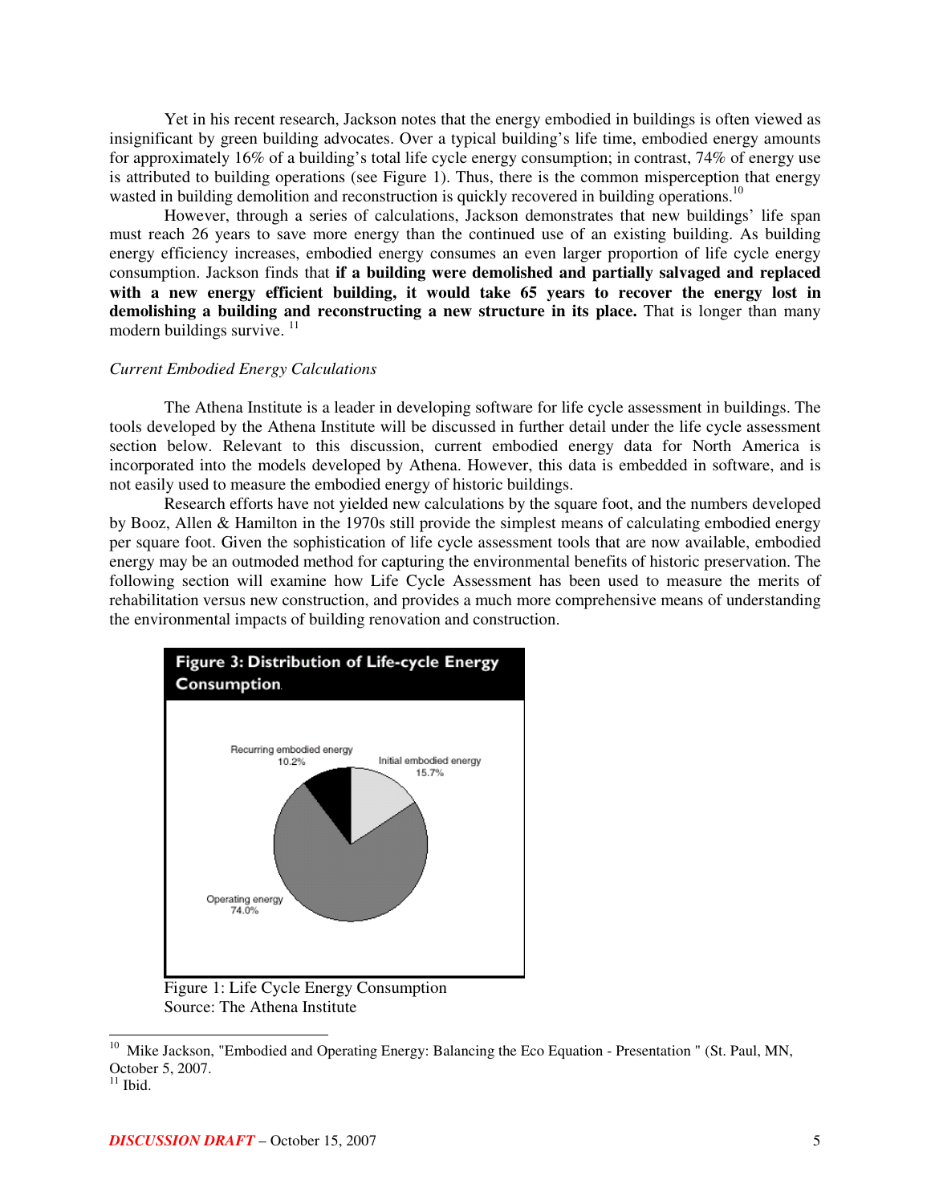Yet in his recent research, Jackson notes that the energy embodied in buildings is often viewed as insignificant by green building advocates. Over a typical building's life time, embodied energy amounts for approximately 16% of a building's total life cycle energy consumption; in contrast, 74% of energy use is attributed to building operations (see Figure 1). Thus, there is the common misperception that energy wasted in building demolition and reconstruction is quickly recovered in building operations.[10]

However, through a series of calculations, Jackson demonstrates that new buildings' life span must reach 26 years to save more energy than the continued use of an existing building. As building energy efficiency increases, embodied energy consumes an even larger proportion of life cycle energy consumption. Jackson finds that **if a building were demolished and partially salvaged and replaced with a new energy efficient building, it would take 65 years to recover the energy lost in demolishing a building and reconstructing a new structure in its place.** That is longer than many modern buildings survive.[11]

*Current Embodied Energy Calculations*

The Athena Institute is a leader in developing software for life cycle assessment in buildings. The tools developed by the Athena Institute will be discussed in further detail under the life cycle assessment section below. Relevant to this discussion, current embodied energy data for North America is incorporated into the models developed by Athena. However, this data is embedded in software, and is not easily used to measure the embodied energy of historic buildings.

Research efforts have not yielded new calculations by the square foot, and the numbers developed by Booz, Allen & Hamilton in the 1970s still provide the simplest means of calculating embodied energy per square foot. Given the sophistication of life cycle assessment tools that are now available, embodied energy may be an outmoded method for capturing the environmental benefits of historic preservation. The following section will examine how Life Cycle Assessment has been used to measure the merits of rehabilitation versus new construction, and provides a much more comprehensive means of understanding the environmental impacts of building renovation and construction.

**Figure 3: Distribution of Life-cycle Energy Consumption**

Recurring embodied energy 10.2%
Initial embodied energy 15.7%
Operating energy 74.0%

Figure 1: Life Cycle Energy Consumption
Source: The Athena Institute

---

[10] Mike Jackson, "Embodied and Operating Energy: Balancing the Eco Equation - Presentation " (St. Paul, MN, October 5, 2007.

[11] Ibid.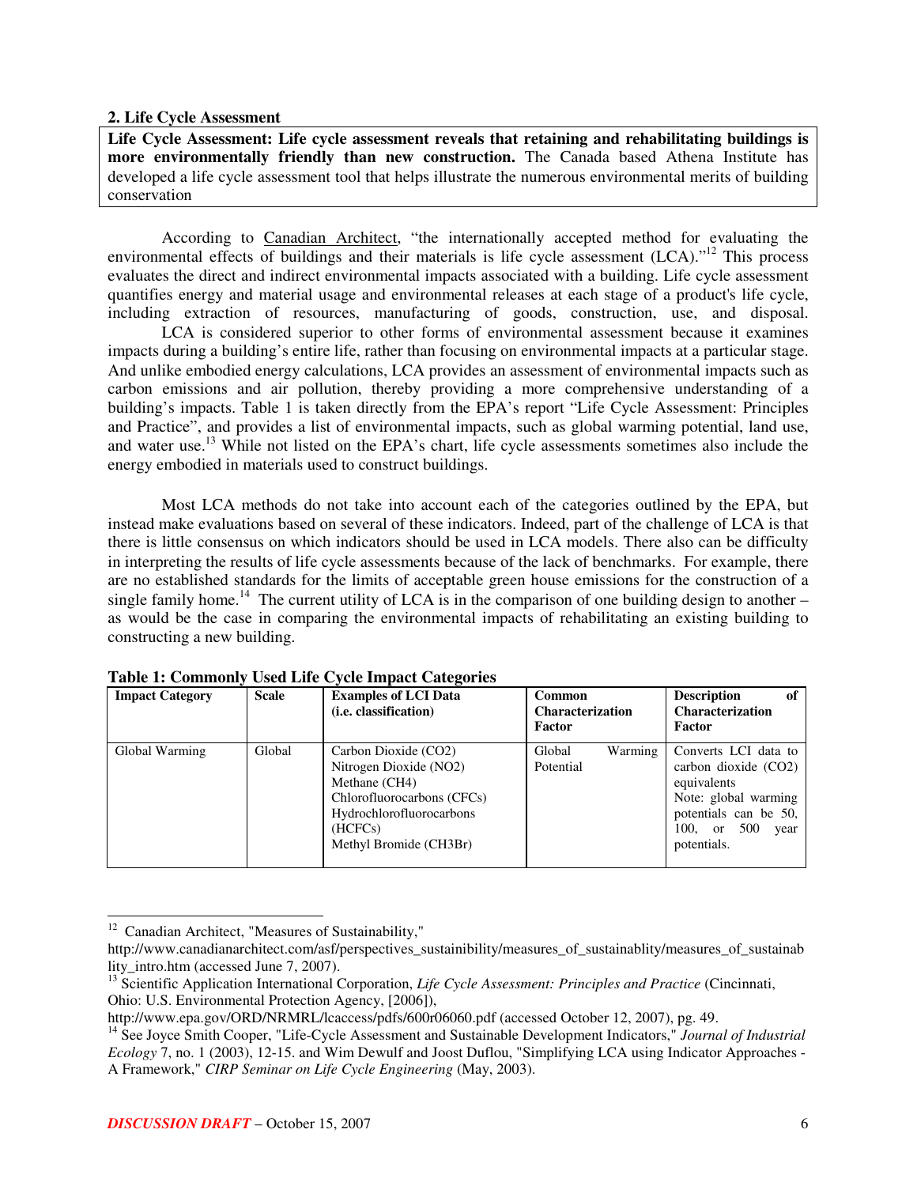## 2. Life Cycle Assessment

**Life Cycle Assessment: Life cycle assessment reveals that retaining and rehabilitating buildings is more environmentally friendly than new construction.** The Canada based Athena Institute has developed a life cycle assessment tool that helps illustrate the numerous environmental merits of building conservation

According to Canadian Architect, "the internationally accepted method for evaluating the environmental effects of buildings and their materials is life cycle assessment (LCA)."[12] This process evaluates the direct and indirect environmental impacts associated with a building. Life cycle assessment quantifies energy and material usage and environmental releases at each stage of a product's life cycle, including extraction of resources, manufacturing of goods, construction, use, and disposal.

LCA is considered superior to other forms of environmental assessment because it examines impacts during a building's entire life, rather than focusing on environmental impacts at a particular stage. And unlike embodied energy calculations, LCA provides an assessment of environmental impacts such as carbon emissions and air pollution, thereby providing a more comprehensive understanding of a building's impacts. Table 1 is taken directly from the EPA's report "Life Cycle Assessment: Principles and Practice", and provides a list of environmental impacts, such as global warming potential, land use, and water use.[13] While not listed on the EPA's chart, life cycle assessments sometimes also include the energy embodied in materials used to construct buildings.

Most LCA methods do not take into account each of the categories outlined by the EPA, but instead make evaluations based on several of these indicators. Indeed, part of the challenge of LCA is that there is little consensus on which indicators should be used in LCA models. There also can be difficulty in interpreting the results of life cycle assessments because of the lack of benchmarks. For example, there are no established standards for the limits of acceptable green house emissions for the construction of a single family home.[14] The current utility of LCA is in the comparison of one building design to another – as would be the case in comparing the environmental impacts of rehabilitating an existing building to constructing a new building.

**Table 1: Commonly Used Life Cycle Impact Categories**

| Impact Category | Scale | Examples of LCI Data (i.e. classification) | Common Characterization Factor | Description of Characterization Factor |
|---|---|---|---|---|
| Global Warming | Global | Carbon Dioxide ($CO_2$)<br>Nitrogen Dioxide ($NO_2$)<br>Methane ($CH_4$)<br>Chlorofluorocarbons (CFCs)<br>Hydrochlorofluorocarbons (HCFCs)<br>Methyl Bromide ($CH_3Br$) | Global Warming Potential | Converts LCI data to carbon dioxide ($CO_2$) equivalents<br>Note: global warming potentials can be 50, 100, or 500 year potentials. |

---

[12] Canadian Architect, "Measures of Sustainability," http://www.canadianarchitect.com/asf/perspectives_sustainibility/measures_of_sustainablity/measures_of_sustainablity_intro.htm (accessed June 7, 2007).

[13] Scientific Application International Corporation, *Life Cycle Assessment: Principles and Practice* (Cincinnati, Ohio: U.S. Environmental Protection Agency, [2006]), http://www.epa.gov/ORD/NRMRL/lcaccess/pdfs/600r06060.pdf (accessed October 12, 2007), pg. 49.

[14] See Joyce Smith Cooper, "Life-Cycle Assessment and Sustainable Development Indicators," *Journal of Industrial Ecology* 7, no. 1 (2003), 12-15. and Wim Dewulf and Joost Duflou, "Simplifying LCA using Indicator Approaches - A Framework," *CIRP Seminar on Life Cycle Engineering* (May, 2003).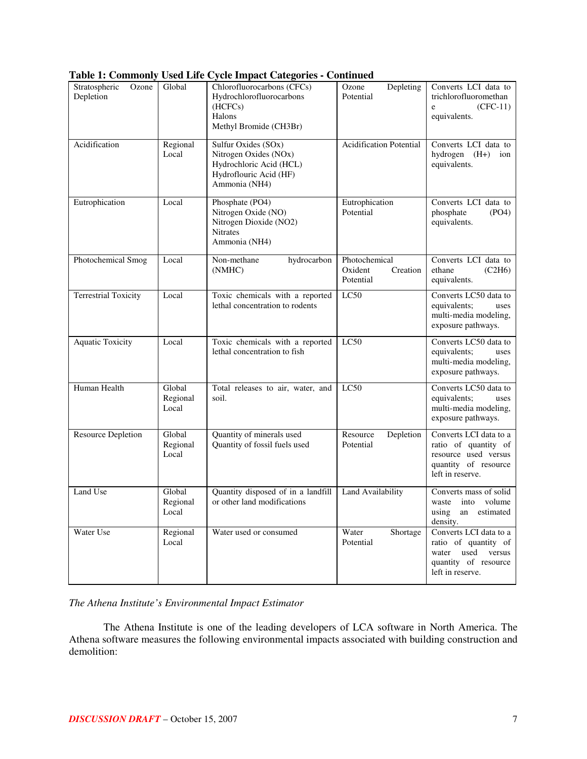**Table 1: Commonly Used Life Cycle Impact Categories - Continued**

| | | | | |
|---|---|---|---|---|
| Stratospheric Ozone Depletion | Global | Chlorofluorocarbons (CFCs)<br>Hydrochlorofluorocarbons (HCFCs)<br>Halons<br>Methyl Bromide ($CH_3Br$) | Ozone Depleting Potential | Converts LCI data to trichlorofluoromethane (CFC-11) equivalents. |
| Acidification | Regional<br>Local | Sulfur Oxides (SOx)<br>Nitrogen Oxides (NOx)<br>Hydrochloric Acid (HCL)<br>Hydroflouric Acid (HF)<br>Ammonia ($NH_4$) | Acidification Potential | Converts LCI data to hydrogen ($H^+$) ion equivalents. |
| Eutrophication | Local | Phosphate ($PO_4$)<br>Nitrogen Oxide (NO)<br>Nitrogen Dioxide ($NO_2$)<br>Nitrates<br>Ammonia ($NH_4$) | Eutrophication Potential | Converts LCI data to phosphate ($PO_4$) equivalents. |
| Photochemical Smog | Local | Non-methane hydrocarbon (NMHC) | Photochemical Oxident Creation Potential | Converts LCI data to ethane ($C_2H_6$) equivalents. |
| Terrestrial Toxicity | Local | Toxic chemicals with a reported lethal concentration to rodents | LC50 | Converts LC50 data to equivalents; uses multi-media modeling, exposure pathways. |
| Aquatic Toxicity | Local | Toxic chemicals with a reported lethal concentration to fish | LC50 | Converts LC50 data to equivalents; uses multi-media modeling, exposure pathways. |
| Human Health | Global<br>Regional<br>Local | Total releases to air, water, and soil. | LC50 | Converts LC50 data to equivalents; uses multi-media modeling, exposure pathways. |
| Resource Depletion | Global<br>Regional<br>Local | Quantity of minerals used<br>Quantity of fossil fuels used | Resource Depletion Potential | Converts LCI data to a ratio of quantity of resource used versus quantity of resource left in reserve. |
| Land Use | Global<br>Regional<br>Local | Quantity disposed of in a landfill or other land modifications | Land Availability | Converts mass of solid waste into volume using an estimated density. |
| Water Use | Regional<br>Local | Water used or consumed | Water Shortage Potential | Converts LCI data to a ratio of quantity of water used versus quantity of resource left in reserve. |

*The Athena Institute's Environmental Impact Estimator*

The Athena Institute is one of the leading developers of LCA software in North America. The Athena software measures the following environmental impacts associated with building construction and demolition: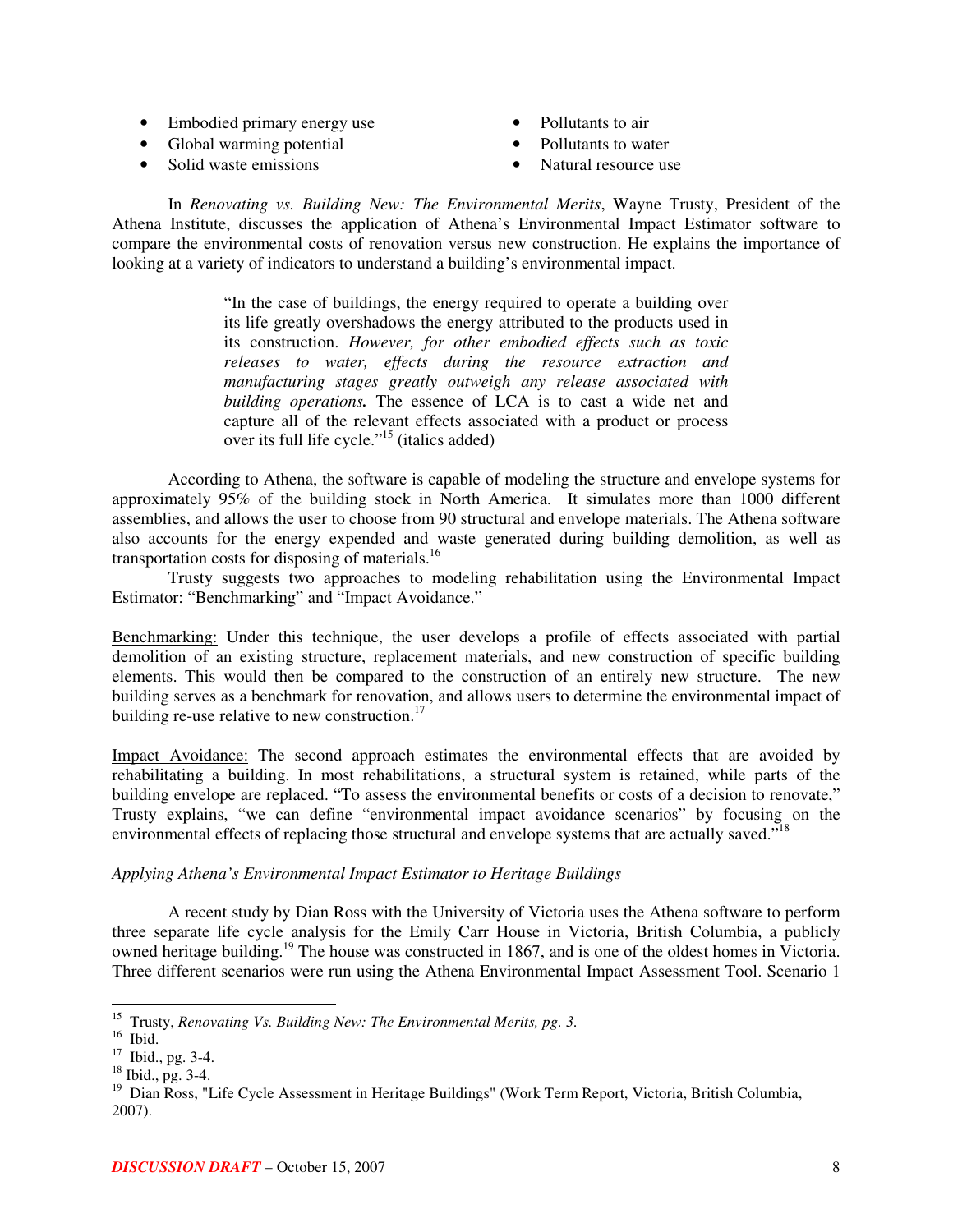- Embodied primary energy use
- Global warming potential
- Solid waste emissions
- Pollutants to air
- Pollutants to water
- Natural resource use

In *Renovating vs. Building New: The Environmental Merits*, Wayne Trusty, President of the Athena Institute, discusses the application of Athena's Environmental Impact Estimator software to compare the environmental costs of renovation versus new construction. He explains the importance of looking at a variety of indicators to understand a building's environmental impact.

> "In the case of buildings, the energy required to operate a building over its life greatly overshadows the energy attributed to the products used in its construction. *However, for other embodied effects such as toxic releases to water, effects during the resource extraction and manufacturing stages greatly outweigh any release associated with building operations.* The essence of LCA is to cast a wide net and capture all of the relevant effects associated with a product or process over its full life cycle."[15] (italics added)

According to Athena, the software is capable of modeling the structure and envelope systems for approximately 95% of the building stock in North America. It simulates more than 1000 different assemblies, and allows the user to choose from 90 structural and envelope materials. The Athena software also accounts for the energy expended and waste generated during building demolition, as well as transportation costs for disposing of materials.[16]

Trusty suggests two approaches to modeling rehabilitation using the Environmental Impact Estimator: "Benchmarking" and "Impact Avoidance."

Benchmarking: Under this technique, the user develops a profile of effects associated with partial demolition of an existing structure, replacement materials, and new construction of specific building elements. This would then be compared to the construction of an entirely new structure. The new building serves as a benchmark for renovation, and allows users to determine the environmental impact of building re-use relative to new construction.[17]

Impact Avoidance: The second approach estimates the environmental effects that are avoided by rehabilitating a building. In most rehabilitations, a structural system is retained, while parts of the building envelope are replaced. "To assess the environmental benefits or costs of a decision to renovate," Trusty explains, "we can define "environmental impact avoidance scenarios" by focusing on the environmental effects of replacing those structural and envelope systems that are actually saved."[18]

*Applying Athena's Environmental Impact Estimator to Heritage Buildings*

A recent study by Dian Ross with the University of Victoria uses the Athena software to perform three separate life cycle analysis for the Emily Carr House in Victoria, British Columbia, a publicly owned heritage building.[19] The house was constructed in 1867, and is one of the oldest homes in Victoria. Three different scenarios were run using the Athena Environmental Impact Assessment Tool. Scenario 1

---

[15] Trusty, *Renovating Vs. Building New: The Environmental Merits, pg. 3.*

[16] Ibid.

[17] Ibid., pg. 3-4.

[18] Ibid., pg. 3-4.

[19] Dian Ross, "Life Cycle Assessment in Heritage Buildings" (Work Term Report, Victoria, British Columbia, 2007).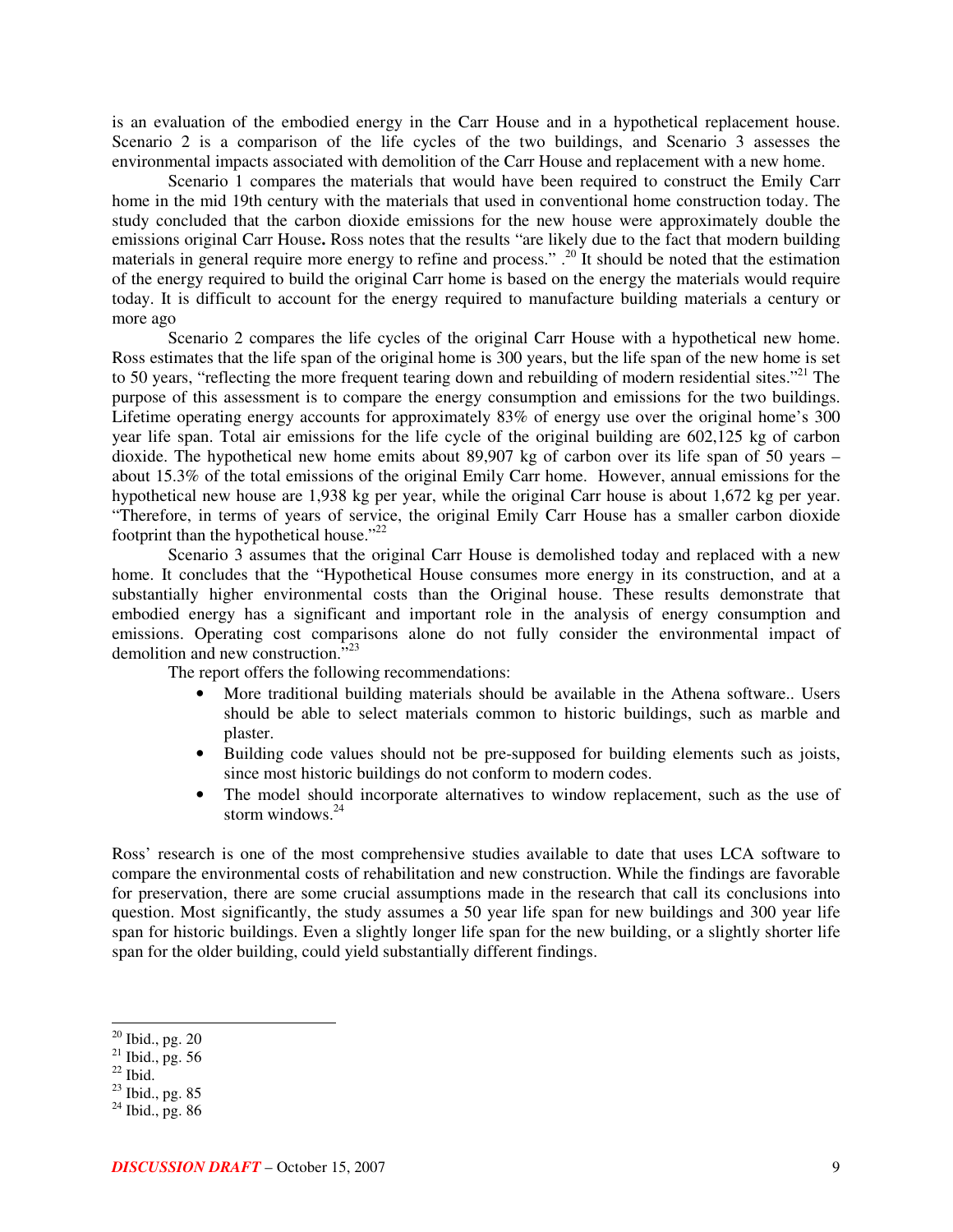is an evaluation of the embodied energy in the Carr House and in a hypothetical replacement house. Scenario 2 is a comparison of the life cycles of the two buildings, and Scenario 3 assesses the environmental impacts associated with demolition of the Carr House and replacement with a new home.

Scenario 1 compares the materials that would have been required to construct the Emily Carr home in the mid 19th century with the materials that used in conventional home construction today. The study concluded that the carbon dioxide emissions for the new house were approximately double the emissions original Carr House**.** Ross notes that the results "are likely due to the fact that modern building materials in general require more energy to refine and process." .[20] It should be noted that the estimation of the energy required to build the original Carr home is based on the energy the materials would require today. It is difficult to account for the energy required to manufacture building materials a century or more ago

Scenario 2 compares the life cycles of the original Carr House with a hypothetical new home. Ross estimates that the life span of the original home is 300 years, but the life span of the new home is set to 50 years, "reflecting the more frequent tearing down and rebuilding of modern residential sites."[21] The purpose of this assessment is to compare the energy consumption and emissions for the two buildings. Lifetime operating energy accounts for approximately 83% of energy use over the original home's 300 year life span. Total air emissions for the life cycle of the original building are 602,125 kg of carbon dioxide. The hypothetical new home emits about 89,907 kg of carbon over its life span of 50 years – about 15.3% of the total emissions of the original Emily Carr home. However, annual emissions for the hypothetical new house are 1,938 kg per year, while the original Carr house is about 1,672 kg per year. "Therefore, in terms of years of service, the original Emily Carr House has a smaller carbon dioxide footprint than the hypothetical house."[22]

Scenario 3 assumes that the original Carr House is demolished today and replaced with a new home. It concludes that the "Hypothetical House consumes more energy in its construction, and at a substantially higher environmental costs than the Original house. These results demonstrate that embodied energy has a significant and important role in the analysis of energy consumption and emissions. Operating cost comparisons alone do not fully consider the environmental impact of demolition and new construction."[23]

The report offers the following recommendations:

- More traditional building materials should be available in the Athena software.. Users should be able to select materials common to historic buildings, such as marble and plaster.
- Building code values should not be pre-supposed for building elements such as joists, since most historic buildings do not conform to modern codes.
- The model should incorporate alternatives to window replacement, such as the use of storm windows.[24]

Ross' research is one of the most comprehensive studies available to date that uses LCA software to compare the environmental costs of rehabilitation and new construction. While the findings are favorable for preservation, there are some crucial assumptions made in the research that call its conclusions into question. Most significantly, the study assumes a 50 year life span for new buildings and 300 year life span for historic buildings. Even a slightly longer life span for the new building, or a slightly shorter life span for the older building, could yield substantially different findings.

[20] Ibid., pg. 20
[21] Ibid., pg. 56
[22] Ibid.
[23] Ibid., pg. 85
[24] Ibid., pg. 86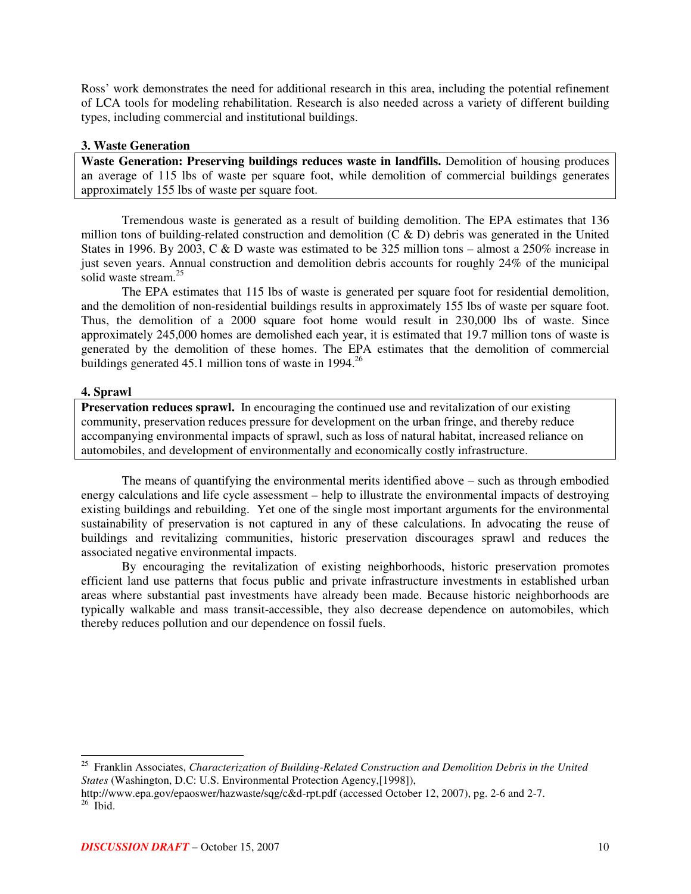Ross' work demonstrates the need for additional research in this area, including the potential refinement of LCA tools for modeling rehabilitation. Research is also needed across a variety of different building types, including commercial and institutional buildings.

### 3. Waste Generation

**Waste Generation: Preserving buildings reduces waste in landfills.** Demolition of housing produces an average of 115 lbs of waste per square foot, while demolition of commercial buildings generates approximately 155 lbs of waste per square foot.

Tremendous waste is generated as a result of building demolition. The EPA estimates that 136 million tons of building-related construction and demolition (C & D) debris was generated in the United States in 1996. By 2003, C & D waste was estimated to be 325 million tons – almost a 250% increase in just seven years. Annual construction and demolition debris accounts for roughly 24% of the municipal solid waste stream.[25]

The EPA estimates that 115 lbs of waste is generated per square foot for residential demolition, and the demolition of non-residential buildings results in approximately 155 lbs of waste per square foot. Thus, the demolition of a 2000 square foot home would result in 230,000 lbs of waste. Since approximately 245,000 homes are demolished each year, it is estimated that 19.7 million tons of waste is generated by the demolition of these homes. The EPA estimates that the demolition of commercial buildings generated 45.1 million tons of waste in 1994.[26]

### 4. Sprawl

**Preservation reduces sprawl.** In encouraging the continued use and revitalization of our existing community, preservation reduces pressure for development on the urban fringe, and thereby reduce accompanying environmental impacts of sprawl, such as loss of natural habitat, increased reliance on automobiles, and development of environmentally and economically costly infrastructure.

The means of quantifying the environmental merits identified above – such as through embodied energy calculations and life cycle assessment – help to illustrate the environmental impacts of destroying existing buildings and rebuilding. Yet one of the single most important arguments for the environmental sustainability of preservation is not captured in any of these calculations. In advocating the reuse of buildings and revitalizing communities, historic preservation discourages sprawl and reduces the associated negative environmental impacts.

By encouraging the revitalization of existing neighborhoods, historic preservation promotes efficient land use patterns that focus public and private infrastructure investments in established urban areas where substantial past investments have already been made. Because historic neighborhoods are typically walkable and mass transit-accessible, they also decrease dependence on automobiles, which thereby reduces pollution and our dependence on fossil fuels.

---

[25] Franklin Associates, *Characterization of Building-Related Construction and Demolition Debris in the United States* (Washington, D.C: U.S. Environmental Protection Agency,[1998]), http://www.epa.gov/epaoswer/hazwaste/sqg/c&d-rpt.pdf (accessed October 12, 2007), pg. 2-6 and 2-7.

[26] Ibid.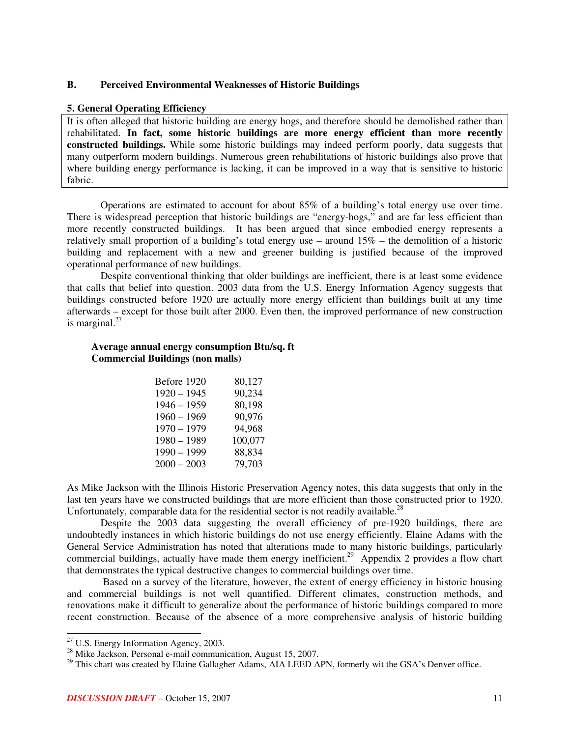## B. Perceived Environmental Weaknesses of Historic Buildings

### 5. General Operating Efficiency

It is often alleged that historic building are energy hogs, and therefore should be demolished rather than rehabilitated. **In fact, some historic buildings are more energy efficient than more recently constructed buildings.** While some historic buildings may indeed perform poorly, data suggests that many outperform modern buildings. Numerous green rehabilitations of historic buildings also prove that where building energy performance is lacking, it can be improved in a way that is sensitive to historic fabric.

Operations are estimated to account for about 85% of a building's total energy use over time. There is widespread perception that historic buildings are "energy-hogs," and are far less efficient than more recently constructed buildings. It has been argued that since embodied energy represents a relatively small proportion of a building's total energy use – around 15% – the demolition of a historic building and replacement with a new and greener building is justified because of the improved operational performance of new buildings.

Despite conventional thinking that older buildings are inefficient, there is at least some evidence that calls that belief into question. 2003 data from the U.S. Energy Information Agency suggests that buildings constructed before 1920 are actually more energy efficient than buildings built at any time afterwards – except for those built after 2000. Even then, the improved performance of new construction is marginal.[27]

**Average annual energy consumption Btu/sq. ft**
**Commercial Buildings (non malls)**

| | |
|---|---|
| Before 1920 | 80,127 |
| 1920 – 1945 | 90,234 |
| 1946 – 1959 | 80,198 |
| 1960 – 1969 | 90,976 |
| 1970 – 1979 | 94,968 |
| 1980 – 1989 | 100,077 |
| 1990 – 1999 | 88,834 |
| 2000 – 2003 | 79,703 |

As Mike Jackson with the Illinois Historic Preservation Agency notes, this data suggests that only in the last ten years have we constructed buildings that are more efficient than those constructed prior to 1920. Unfortunately, comparable data for the residential sector is not readily available.[28]

Despite the 2003 data suggesting the overall efficiency of pre-1920 buildings, there are undoubtedly instances in which historic buildings do not use energy efficiently. Elaine Adams with the General Service Administration has noted that alterations made to many historic buildings, particularly commercial buildings, actually have made them energy inefficient.[29] Appendix 2 provides a flow chart that demonstrates the typical destructive changes to commercial buildings over time.

Based on a survey of the literature, however, the extent of energy efficiency in historic housing and commercial buildings is not well quantified. Different climates, construction methods, and renovations make it difficult to generalize about the performance of historic buildings compared to more recent construction. Because of the absence of a more comprehensive analysis of historic building

---

[27] U.S. Energy Information Agency, 2003.

[28] Mike Jackson, Personal e-mail communication, August 15, 2007.

[29] This chart was created by Elaine Gallagher Adams, AIA LEED APN, formerly wit the GSA's Denver office.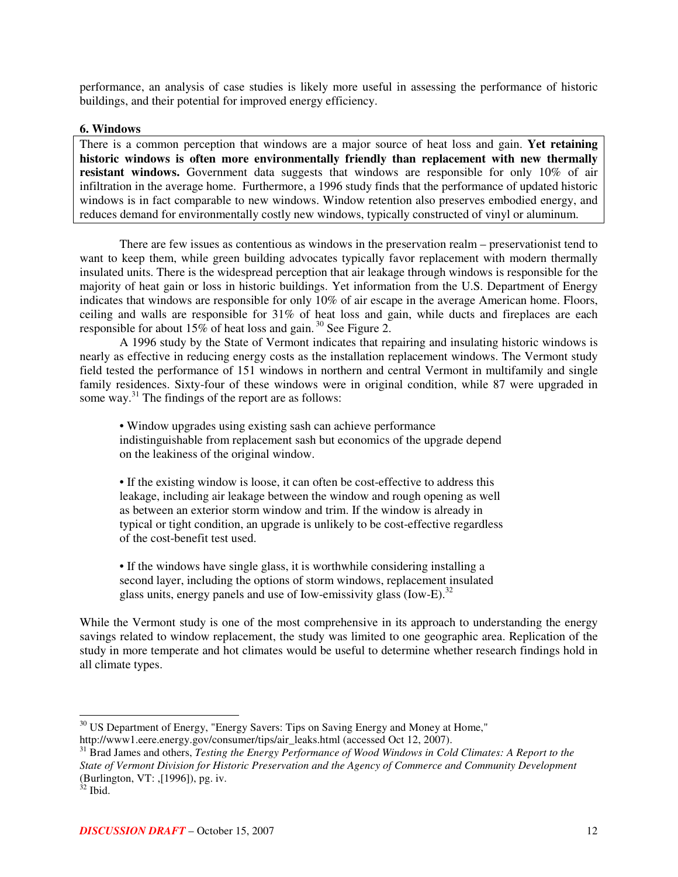performance, an analysis of case studies is likely more useful in assessing the performance of historic buildings, and their potential for improved energy efficiency.

**6. Windows**

There is a common perception that windows are a major source of heat loss and gain. **Yet retaining historic windows is often more environmentally friendly than replacement with new thermally resistant windows.** Government data suggests that windows are responsible for only 10% of air infiltration in the average home. Furthermore, a 1996 study finds that the performance of updated historic windows is in fact comparable to new windows. Window retention also preserves embodied energy, and reduces demand for environmentally costly new windows, typically constructed of vinyl or aluminum.

There are few issues as contentious as windows in the preservation realm – preservationist tend to want to keep them, while green building advocates typically favor replacement with modern thermally insulated units. There is the widespread perception that air leakage through windows is responsible for the majority of heat gain or loss in historic buildings. Yet information from the U.S. Department of Energy indicates that windows are responsible for only 10% of air escape in the average American home. Floors, ceiling and walls are responsible for 31% of heat loss and gain, while ducts and fireplaces are each responsible for about 15% of heat loss and gain.[30] See Figure 2.

A 1996 study by the State of Vermont indicates that repairing and insulating historic windows is nearly as effective in reducing energy costs as the installation replacement windows. The Vermont study field tested the performance of 151 windows in northern and central Vermont in multifamily and single family residences. Sixty-four of these windows were in original condition, while 87 were upgraded in some way.[31] The findings of the report are as follows:

> • Window upgrades using existing sash can achieve performance indistinguishable from replacement sash but economics of the upgrade depend on the leakiness of the original window.
>
> • If the existing window is loose, it can often be cost-effective to address this leakage, including air leakage between the window and rough opening as well as between an exterior storm window and trim. If the window is already in typical or tight condition, an upgrade is unlikely to be cost-effective regardless of the cost-benefit test used.
>
> • If the windows have single glass, it is worthwhile considering installing a second layer, including the options of storm windows, replacement insulated glass units, energy panels and use of Iow-emissivity glass (Iow-E).[32]

While the Vermont study is one of the most comprehensive in its approach to understanding the energy savings related to window replacement, the study was limited to one geographic area. Replication of the study in more temperate and hot climates would be useful to determine whether research findings hold in all climate types.

---

[30] US Department of Energy, "Energy Savers: Tips on Saving Energy and Money at Home," http://www1.eere.energy.gov/consumer/tips/air_leaks.html (accessed Oct 12, 2007).

[31] Brad James and others, *Testing the Energy Performance of Wood Windows in Cold Climates: A Report to the State of Vermont Division for Historic Preservation and the Agency of Commerce and Community Development* (Burlington, VT: ,[1996]), pg. iv.

[32] Ibid.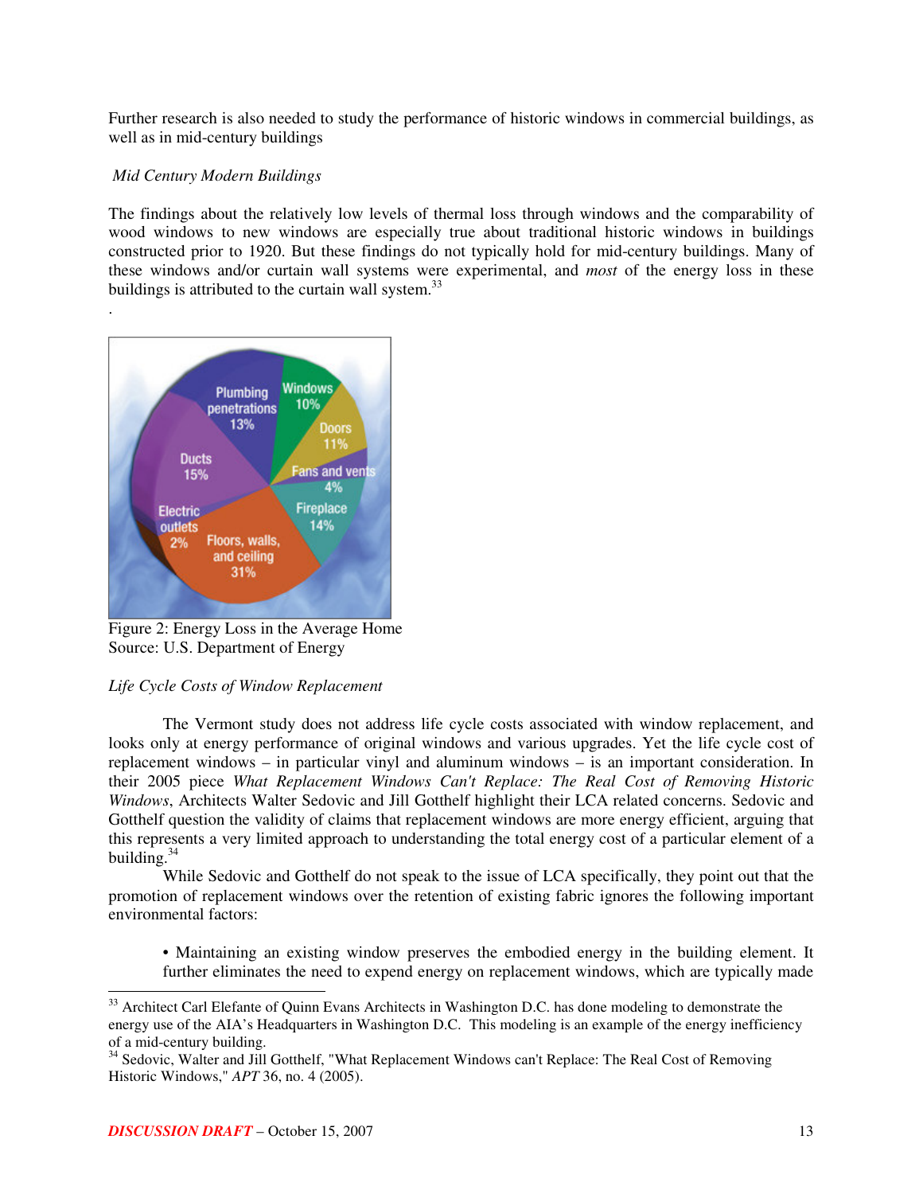Further research is also needed to study the performance of historic windows in commercial buildings, as well as in mid-century buildings

*Mid Century Modern Buildings*

The findings about the relatively low levels of thermal loss through windows and the comparability of wood windows to new windows are especially true about traditional historic windows in buildings constructed prior to 1920. But these findings do not typically hold for mid-century buildings. Many of these windows and/or curtain wall systems were experimental, and *most* of the energy loss in these buildings is attributed to the curtain wall system.[33]

.

Figure 2: Energy Loss in the Average Home
Source: U.S. Department of Energy

*Life Cycle Costs of Window Replacement*

The Vermont study does not address life cycle costs associated with window replacement, and looks only at energy performance of original windows and various upgrades. Yet the life cycle cost of replacement windows – in particular vinyl and aluminum windows – is an important consideration. In their 2005 piece *What Replacement Windows Can't Replace: The Real Cost of Removing Historic Windows*, Architects Walter Sedovic and Jill Gotthelf highlight their LCA related concerns. Sedovic and Gotthelf question the validity of claims that replacement windows are more energy efficient, arguing that this represents a very limited approach to understanding the total energy cost of a particular element of a building.[34]

While Sedovic and Gotthelf do not speak to the issue of LCA specifically, they point out that the promotion of replacement windows over the retention of existing fabric ignores the following important environmental factors:

- Maintaining an existing window preserves the embodied energy in the building element. It further eliminates the need to expend energy on replacement windows, which are typically made

[33] Architect Carl Elefante of Quinn Evans Architects in Washington D.C. has done modeling to demonstrate the energy use of the AIA's Headquarters in Washington D.C. This modeling is an example of the energy inefficiency of a mid-century building.

[34] Sedovic, Walter and Jill Gotthelf, "What Replacement Windows can't Replace: The Real Cost of Removing Historic Windows," *APT* 36, no. 4 (2005).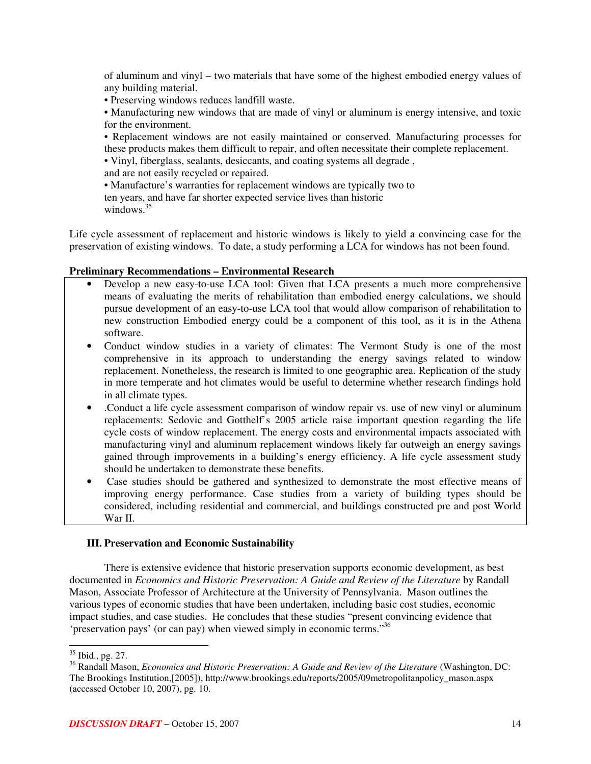of aluminum and vinyl – two materials that have some of the highest embodied energy values of any building material.

• Preserving windows reduces landfill waste.

• Manufacturing new windows that are made of vinyl or aluminum is energy intensive, and toxic for the environment.

• Replacement windows are not easily maintained or conserved. Manufacturing processes for these products makes them difficult to repair, and often necessitate their complete replacement.

• Vinyl, fiberglass, sealants, desiccants, and coating systems all degrade , and are not easily recycled or repaired.

• Manufacture's warranties for replacement windows are typically two to ten years, and have far shorter expected service lives than historic windows.[35]

Life cycle assessment of replacement and historic windows is likely to yield a convincing case for the preservation of existing windows. To date, a study performing a LCA for windows has not been found.

**Preliminary Recommendations – Environmental Research**

- Develop a new easy-to-use LCA tool: Given that LCA presents a much more comprehensive means of evaluating the merits of rehabilitation than embodied energy calculations, we should pursue development of an easy-to-use LCA tool that would allow comparison of rehabilitation to new construction Embodied energy could be a component of this tool, as it is in the Athena software.
- Conduct window studies in a variety of climates: The Vermont Study is one of the most comprehensive in its approach to understanding the energy savings related to window replacement. Nonetheless, the research is limited to one geographic area. Replication of the study in more temperate and hot climates would be useful to determine whether research findings hold in all climate types.
- .Conduct a life cycle assessment comparison of window repair vs. use of new vinyl or aluminum replacements: Sedovic and Gotthelf's 2005 article raise important question regarding the life cycle costs of window replacement. The energy costs and environmental impacts associated with manufacturing vinyl and aluminum replacement windows likely far outweigh an energy savings gained through improvements in a building's energy efficiency. A life cycle assessment study should be undertaken to demonstrate these benefits.
- Case studies should be gathered and synthesized to demonstrate the most effective means of improving energy performance. Case studies from a variety of building types should be considered, including residential and commercial, and buildings constructed pre and post World War II.

### III. Preservation and Economic Sustainability

There is extensive evidence that historic preservation supports economic development, as best documented in *Economics and Historic Preservation: A Guide and Review of the Literature* by Randall Mason, Associate Professor of Architecture at the University of Pennsylvania. Mason outlines the various types of economic studies that have been undertaken, including basic cost studies, economic impact studies, and case studies. He concludes that these studies "present convincing evidence that 'preservation pays' (or can pay) when viewed simply in economic terms."[36]

---

[35] Ibid., pg. 27.

[36] Randall Mason, *Economics and Historic Preservation: A Guide and Review of the Literature* (Washington, DC: The Brookings Institution,[2005]), http://www.brookings.edu/reports/2005/09metropolitanpolicy_mason.aspx (accessed October 10, 2007), pg. 10.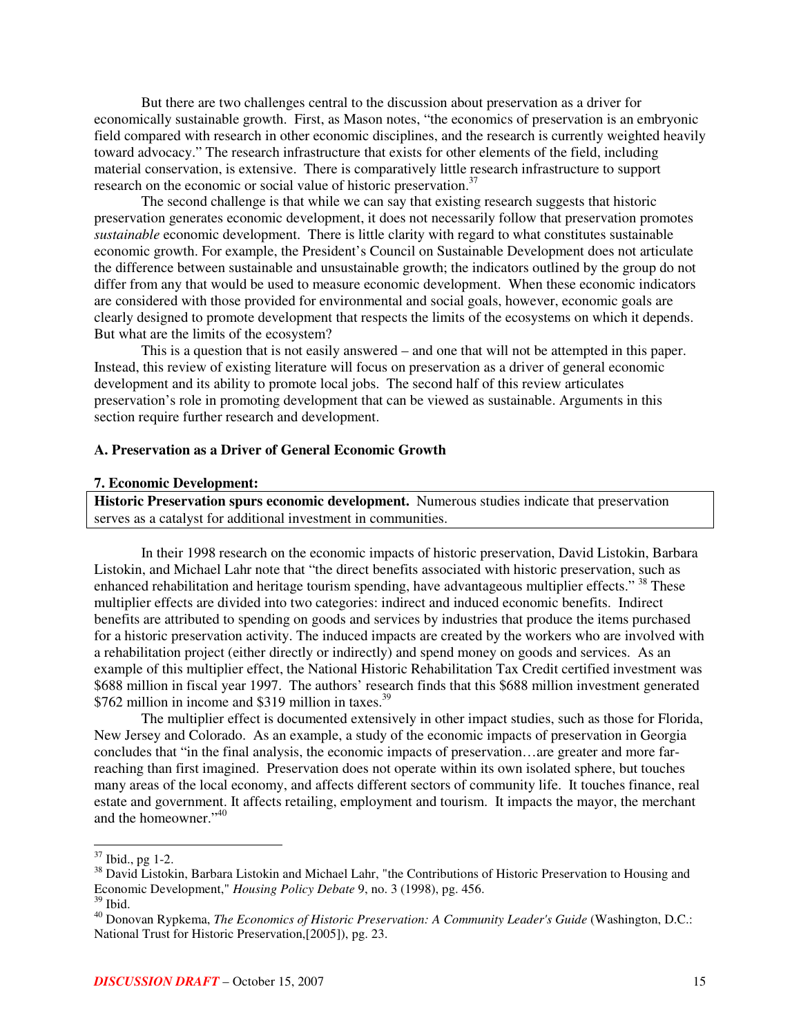But there are two challenges central to the discussion about preservation as a driver for economically sustainable growth. First, as Mason notes, "the economics of preservation is an embryonic field compared with research in other economic disciplines, and the research is currently weighted heavily toward advocacy." The research infrastructure that exists for other elements of the field, including material conservation, is extensive. There is comparatively little research infrastructure to support research on the economic or social value of historic preservation.[37]

The second challenge is that while we can say that existing research suggests that historic preservation generates economic development, it does not necessarily follow that preservation promotes *sustainable* economic development. There is little clarity with regard to what constitutes sustainable economic growth. For example, the President's Council on Sustainable Development does not articulate the difference between sustainable and unsustainable growth; the indicators outlined by the group do not differ from any that would be used to measure economic development. When these economic indicators are considered with those provided for environmental and social goals, however, economic goals are clearly designed to promote development that respects the limits of the ecosystems on which it depends. But what are the limits of the ecosystem?

This is a question that is not easily answered – and one that will not be attempted in this paper. Instead, this review of existing literature will focus on preservation as a driver of general economic development and its ability to promote local jobs. The second half of this review articulates preservation's role in promoting development that can be viewed as sustainable. Arguments in this section require further research and development.

### A. Preservation as a Driver of General Economic Growth

#### 7. Economic Development:

**Historic Preservation spurs economic development.** Numerous studies indicate that preservation serves as a catalyst for additional investment in communities.

In their 1998 research on the economic impacts of historic preservation, David Listokin, Barbara Listokin, and Michael Lahr note that "the direct benefits associated with historic preservation, such as enhanced rehabilitation and heritage tourism spending, have advantageous multiplier effects." [38] These multiplier effects are divided into two categories: indirect and induced economic benefits. Indirect benefits are attributed to spending on goods and services by industries that produce the items purchased for a historic preservation activity. The induced impacts are created by the workers who are involved with a rehabilitation project (either directly or indirectly) and spend money on goods and services. As an example of this multiplier effect, the National Historic Rehabilitation Tax Credit certified investment was \$688 million in fiscal year 1997. The authors' research finds that this \$688 million investment generated \$762 million in income and \$319 million in taxes.[39]

The multiplier effect is documented extensively in other impact studies, such as those for Florida, New Jersey and Colorado. As an example, a study of the economic impacts of preservation in Georgia concludes that "in the final analysis, the economic impacts of preservation…are greater and more far-reaching than first imagined. Preservation does not operate within its own isolated sphere, but touches many areas of the local economy, and affects different sectors of community life. It touches finance, real estate and government. It affects retailing, employment and tourism. It impacts the mayor, the merchant and the homeowner."[40]

---

[37] Ibid., pg 1-2.

[38] David Listokin, Barbara Listokin and Michael Lahr, "the Contributions of Historic Preservation to Housing and Economic Development," *Housing Policy Debate* 9, no. 3 (1998), pg. 456.

[39] Ibid.

[40] Donovan Rypkema, *The Economics of Historic Preservation: A Community Leader's Guide* (Washington, D.C.: National Trust for Historic Preservation,[2005]), pg. 23.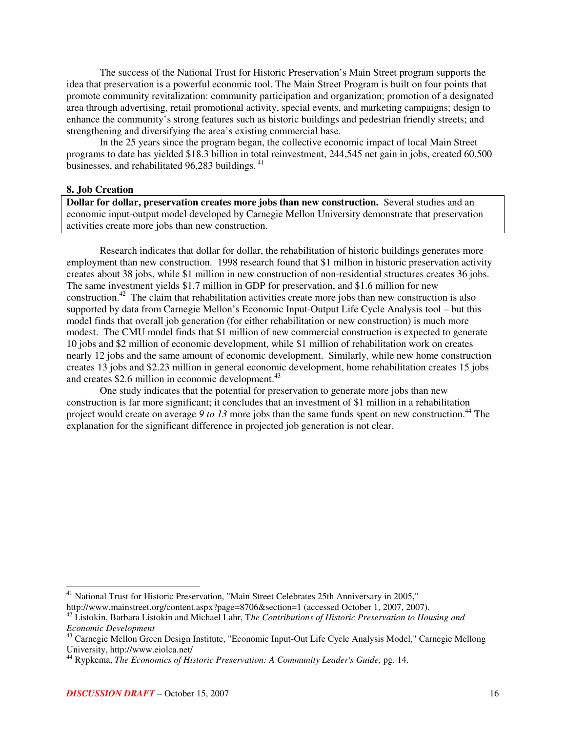The success of the National Trust for Historic Preservation's Main Street program supports the idea that preservation is a powerful economic tool. The Main Street Program is built on four points that promote community revitalization: community participation and organization; promotion of a designated area through advertising, retail promotional activity, special events, and marketing campaigns; design to enhance the community's strong features such as historic buildings and pedestrian friendly streets; and strengthening and diversifying the area's existing commercial base.

In the 25 years since the program began, the collective economic impact of local Main Street programs to date has yielded $18.3 billion in total reinvestment, 244,545 net gain in jobs, created 60,500 businesses, and rehabilitated 96,283 buildings.[41]

### 8. Job Creation

**Dollar for dollar, preservation creates more jobs than new construction.** Several studies and an economic input-output model developed by Carnegie Mellon University demonstrate that preservation activities create more jobs than new construction.

Research indicates that dollar for dollar, the rehabilitation of historic buildings generates more employment than new construction. 1998 research found that $1 million in historic preservation activity creates about 38 jobs, while $1 million in new construction of non-residential structures creates 36 jobs. The same investment yields $1.7 million in GDP for preservation, and $1.6 million for new construction.[42] The claim that rehabilitation activities create more jobs than new construction is also supported by data from Carnegie Mellon's Economic Input-Output Life Cycle Analysis tool – but this model finds that overall job generation (for either rehabilitation or new construction) is much more modest. The CMU model finds that $1 million of new commercial construction is expected to generate 10 jobs and $2 million of economic development, while $1 million of rehabilitation work on creates nearly 12 jobs and the same amount of economic development. Similarly, while new home construction creates 13 jobs and $2.23 million in general economic development, home rehabilitation creates 15 jobs and creates $2.6 million in economic development.[43]

One study indicates that the potential for preservation to generate more jobs than new construction is far more significant; it concludes that an investment of $1 million in a rehabilitation project would create on average *9 to 13* more jobs than the same funds spent on new construction.[44] The explanation for the significant difference in projected job generation is not clear.

---

[41] National Trust for Historic Preservation, "Main Street Celebrates 25th Anniversary in 2005," http://www.mainstreet.org/content.aspx?page=8706&section=1 (accessed October 1, 2007, 2007).

[42] Listokin, Barbara Listokin and Michael Lahr, T*he Contributions of Historic Preservation to Housing and Economic Development*

[43] Carnegie Mellon Green Design Institute, "Economic Input-Out Life Cycle Analysis Model," Carnegie Mellong University, http://www.eiolca.net/

[44] Rypkema, *The Economics of Historic Preservation: A Community Leader's Guide,* pg. 14.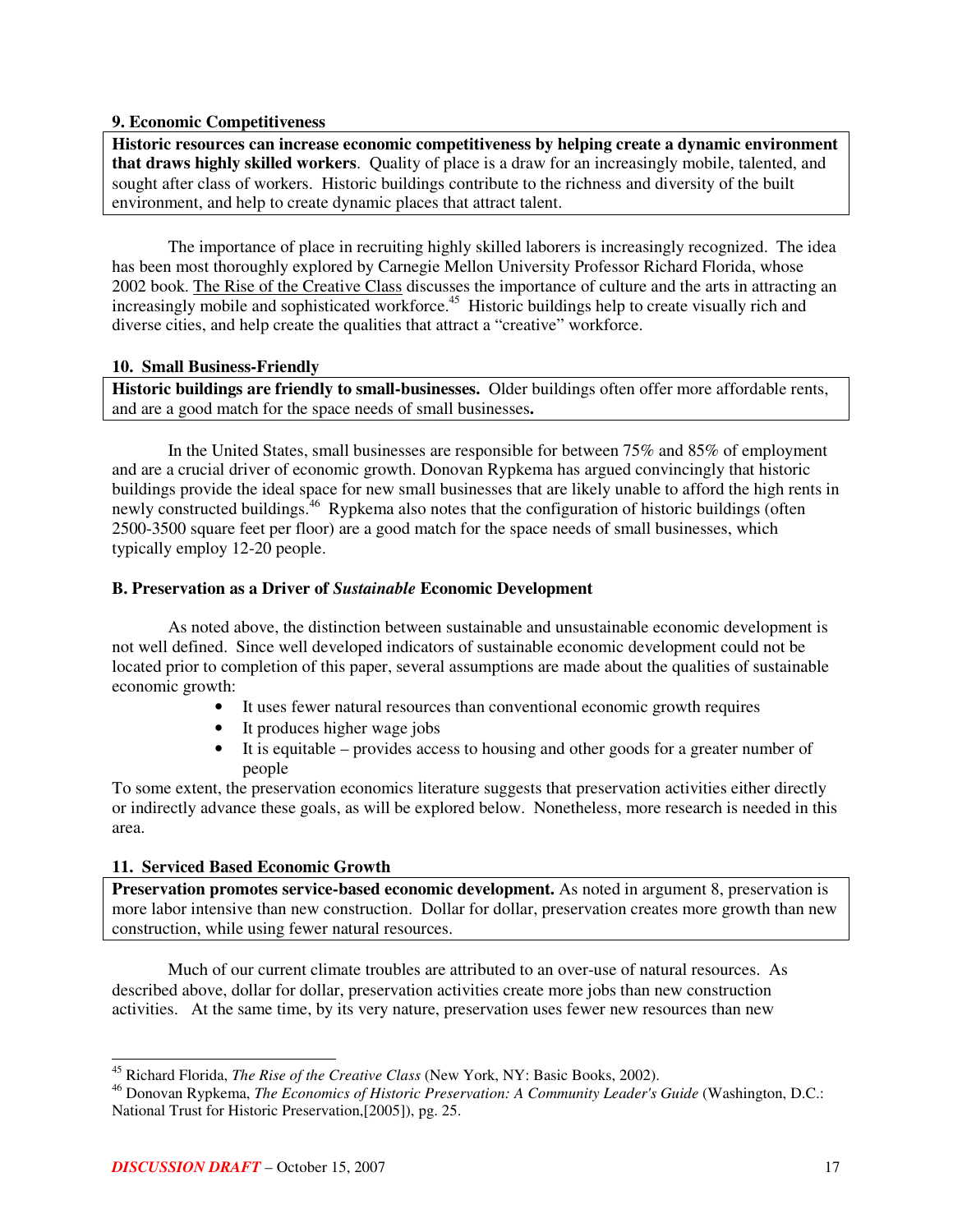### 9. Economic Competitiveness

**Historic resources can increase economic competitiveness by helping create a dynamic environment that draws highly skilled workers**. Quality of place is a draw for an increasingly mobile, talented, and sought after class of workers. Historic buildings contribute to the richness and diversity of the built environment, and help to create dynamic places that attract talent.

The importance of place in recruiting highly skilled laborers is increasingly recognized. The idea has been most thoroughly explored by Carnegie Mellon University Professor Richard Florida, whose 2002 book. The Rise of the Creative Class discusses the importance of culture and the arts in attracting an increasingly mobile and sophisticated workforce.[45] Historic buildings help to create visually rich and diverse cities, and help create the qualities that attract a "creative" workforce.

### 10. Small Business-Friendly

**Historic buildings are friendly to small-businesses.** Older buildings often offer more affordable rents, and are a good match for the space needs of small businesses**.**

In the United States, small businesses are responsible for between 75% and 85% of employment and are a crucial driver of economic growth. Donovan Rypkema has argued convincingly that historic buildings provide the ideal space for new small businesses that are likely unable to afford the high rents in newly constructed buildings.[46] Rypkema also notes that the configuration of historic buildings (often 2500-3500 square feet per floor) are a good match for the space needs of small businesses, which typically employ 12-20 people.

### B. Preservation as a Driver of *Sustainable* Economic Development

As noted above, the distinction between sustainable and unsustainable economic development is not well defined. Since well developed indicators of sustainable economic development could not be located prior to completion of this paper, several assumptions are made about the qualities of sustainable economic growth:

- It uses fewer natural resources than conventional economic growth requires
- It produces higher wage jobs
- It is equitable – provides access to housing and other goods for a greater number of people

To some extent, the preservation economics literature suggests that preservation activities either directly or indirectly advance these goals, as will be explored below. Nonetheless, more research is needed in this area.

### 11. Serviced Based Economic Growth

**Preservation promotes service-based economic development.** As noted in argument 8, preservation is more labor intensive than new construction. Dollar for dollar, preservation creates more growth than new construction, while using fewer natural resources.

Much of our current climate troubles are attributed to an over-use of natural resources. As described above, dollar for dollar, preservation activities create more jobs than new construction activities. At the same time, by its very nature, preservation uses fewer new resources than new

[45] Richard Florida, *The Rise of the Creative Class* (New York, NY: Basic Books, 2002).

[46] Donovan Rypkema, *The Economics of Historic Preservation: A Community Leader's Guide* (Washington, D.C.: National Trust for Historic Preservation,[2005]), pg. 25.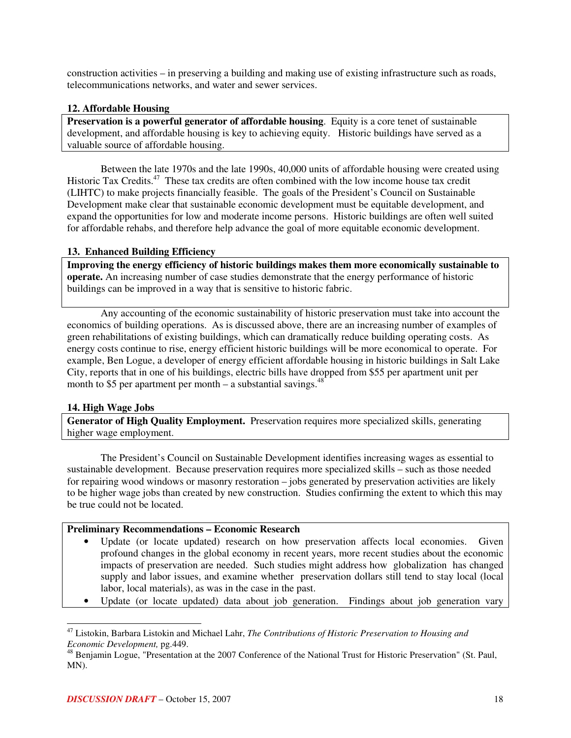construction activities – in preserving a building and making use of existing infrastructure such as roads, telecommunications networks, and water and sewer services.

### 12. Affordable Housing

**Preservation is a powerful generator of affordable housing**. Equity is a core tenet of sustainable development, and affordable housing is key to achieving equity. Historic buildings have served as a valuable source of affordable housing.

Between the late 1970s and the late 1990s, 40,000 units of affordable housing were created using Historic Tax Credits.[47] These tax credits are often combined with the low income house tax credit (LIHTC) to make projects financially feasible. The goals of the President's Council on Sustainable Development make clear that sustainable economic development must be equitable development, and expand the opportunities for low and moderate income persons. Historic buildings are often well suited for affordable rehabs, and therefore help advance the goal of more equitable economic development.

### 13. Enhanced Building Efficiency

**Improving the energy efficiency of historic buildings makes them more economically sustainable to operate.** An increasing number of case studies demonstrate that the energy performance of historic buildings can be improved in a way that is sensitive to historic fabric.

Any accounting of the economic sustainability of historic preservation must take into account the economics of building operations. As is discussed above, there are an increasing number of examples of green rehabilitations of existing buildings, which can dramatically reduce building operating costs. As energy costs continue to rise, energy efficient historic buildings will be more economical to operate. For example, Ben Logue, a developer of energy efficient affordable housing in historic buildings in Salt Lake City, reports that in one of his buildings, electric bills have dropped from $55 per apartment unit per month to $5 per apartment per month – a substantial savings.[48]

### 14. High Wage Jobs

**Generator of High Quality Employment.** Preservation requires more specialized skills, generating higher wage employment.

The President's Council on Sustainable Development identifies increasing wages as essential to sustainable development. Because preservation requires more specialized skills – such as those needed for repairing wood windows or masonry restoration – jobs generated by preservation activities are likely to be higher wage jobs than created by new construction. Studies confirming the extent to which this may be true could not be located.

**Preliminary Recommendations – Economic Research**

- Update (or locate updated) research on how preservation affects local economies. Given profound changes in the global economy in recent years, more recent studies about the economic impacts of preservation are needed. Such studies might address how globalization has changed supply and labor issues, and examine whether preservation dollars still tend to stay local (local labor, local materials), as was in the case in the past.
- Update (or locate updated) data about job generation. Findings about job generation vary

---

[47] Listokin, Barbara Listokin and Michael Lahr, *The Contributions of Historic Preservation to Housing and Economic Development,* pg.449.

[48] Benjamin Logue, "Presentation at the 2007 Conference of the National Trust for Historic Preservation" (St. Paul, MN).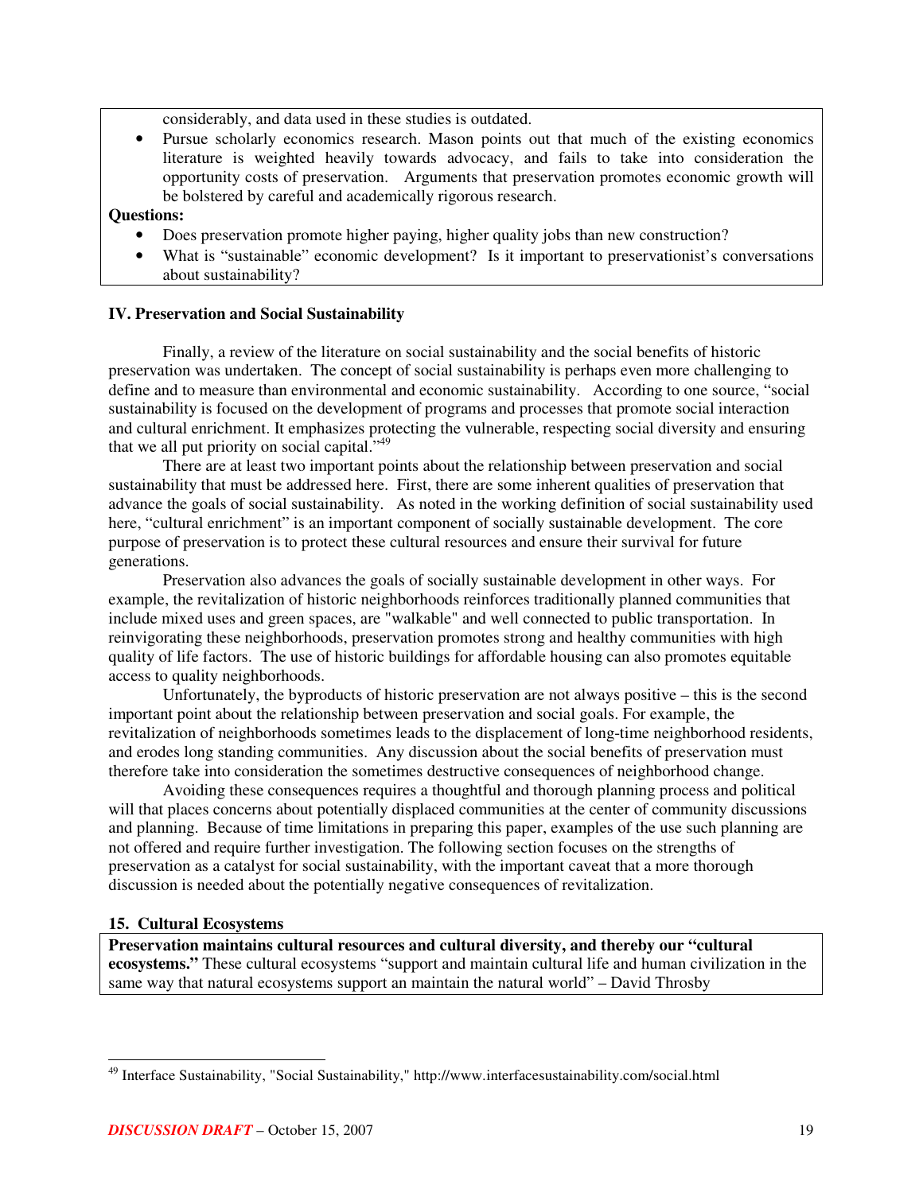considerably, and data used in these studies is outdated.

- Pursue scholarly economics research. Mason points out that much of the existing economics literature is weighted heavily towards advocacy, and fails to take into consideration the opportunity costs of preservation. Arguments that preservation promotes economic growth will be bolstered by careful and academically rigorous research.

**Questions:**

- Does preservation promote higher paying, higher quality jobs than new construction?
- What is "sustainable" economic development? Is it important to preservationist's conversations about sustainability?

## IV. Preservation and Social Sustainability

Finally, a review of the literature on social sustainability and the social benefits of historic preservation was undertaken. The concept of social sustainability is perhaps even more challenging to define and to measure than environmental and economic sustainability. According to one source, "social sustainability is focused on the development of programs and processes that promote social interaction and cultural enrichment. It emphasizes protecting the vulnerable, respecting social diversity and ensuring that we all put priority on social capital."[49]

There are at least two important points about the relationship between preservation and social sustainability that must be addressed here. First, there are some inherent qualities of preservation that advance the goals of social sustainability. As noted in the working definition of social sustainability used here, "cultural enrichment" is an important component of socially sustainable development. The core purpose of preservation is to protect these cultural resources and ensure their survival for future generations.

Preservation also advances the goals of socially sustainable development in other ways. For example, the revitalization of historic neighborhoods reinforces traditionally planned communities that include mixed uses and green spaces, are "walkable" and well connected to public transportation. In reinvigorating these neighborhoods, preservation promotes strong and healthy communities with high quality of life factors. The use of historic buildings for affordable housing can also promotes equitable access to quality neighborhoods.

Unfortunately, the byproducts of historic preservation are not always positive – this is the second important point about the relationship between preservation and social goals. For example, the revitalization of neighborhoods sometimes leads to the displacement of long-time neighborhood residents, and erodes long standing communities. Any discussion about the social benefits of preservation must therefore take into consideration the sometimes destructive consequences of neighborhood change.

Avoiding these consequences requires a thoughtful and thorough planning process and political will that places concerns about potentially displaced communities at the center of community discussions and planning. Because of time limitations in preparing this paper, examples of the use such planning are not offered and require further investigation. The following section focuses on the strengths of preservation as a catalyst for social sustainability, with the important caveat that a more thorough discussion is needed about the potentially negative consequences of revitalization.

### 15. Cultural Ecosystems

**Preservation maintains cultural resources and cultural diversity, and thereby our "cultural ecosystems."** These cultural ecosystems "support and maintain cultural life and human civilization in the same way that natural ecosystems support an maintain the natural world" – David Throsby

[49] Interface Sustainability, "Social Sustainability," http://www.interfacesustainability.com/social.html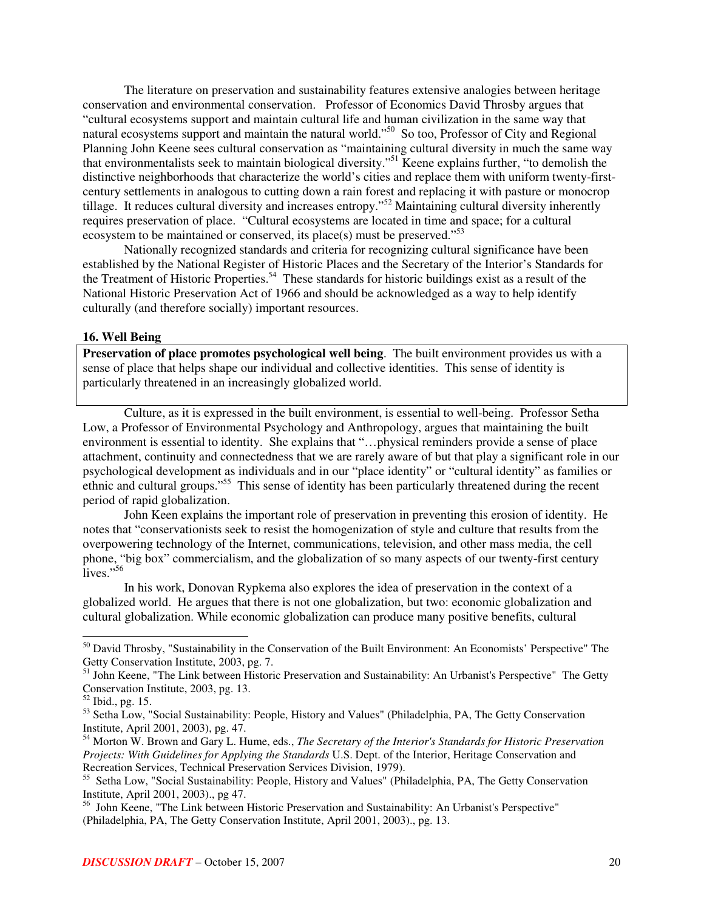The literature on preservation and sustainability features extensive analogies between heritage conservation and environmental conservation. Professor of Economics David Throsby argues that "cultural ecosystems support and maintain cultural life and human civilization in the same way that natural ecosystems support and maintain the natural world."[50] So too, Professor of City and Regional Planning John Keene sees cultural conservation as "maintaining cultural diversity in much the same way that environmentalists seek to maintain biological diversity."[51] Keene explains further, "to demolish the distinctive neighborhoods that characterize the world's cities and replace them with uniform twenty-first-century settlements in analogous to cutting down a rain forest and replacing it with pasture or monocrop tillage. It reduces cultural diversity and increases entropy."[52] Maintaining cultural diversity inherently requires preservation of place. "Cultural ecosystems are located in time and space; for a cultural ecosystem to be maintained or conserved, its place(s) must be preserved."[53]

Nationally recognized standards and criteria for recognizing cultural significance have been established by the National Register of Historic Places and the Secretary of the Interior's Standards for the Treatment of Historic Properties.[54] These standards for historic buildings exist as a result of the National Historic Preservation Act of 1966 and should be acknowledged as a way to help identify culturally (and therefore socially) important resources.

### 16. Well Being

**Preservation of place promotes psychological well being**. The built environment provides us with a sense of place that helps shape our individual and collective identities. This sense of identity is particularly threatened in an increasingly globalized world.

Culture, as it is expressed in the built environment, is essential to well-being. Professor Setha Low, a Professor of Environmental Psychology and Anthropology, argues that maintaining the built environment is essential to identity. She explains that "…physical reminders provide a sense of place attachment, continuity and connectedness that we are rarely aware of but that play a significant role in our psychological development as individuals and in our "place identity" or "cultural identity" as families or ethnic and cultural groups."[55] This sense of identity has been particularly threatened during the recent period of rapid globalization.

John Keen explains the important role of preservation in preventing this erosion of identity. He notes that "conservationists seek to resist the homogenization of style and culture that results from the overpowering technology of the Internet, communications, television, and other mass media, the cell phone, "big box" commercialism, and the globalization of so many aspects of our twenty-first century lives."[56]

In his work, Donovan Rypkema also explores the idea of preservation in the context of a globalized world. He argues that there is not one globalization, but two: economic globalization and cultural globalization. While economic globalization can produce many positive benefits, cultural

---

[50] David Throsby, "Sustainability in the Conservation of the Built Environment: An Economists' Perspective" The Getty Conservation Institute, 2003, pg. 7.

[51] John Keene, "The Link between Historic Preservation and Sustainability: An Urbanist's Perspective" The Getty Conservation Institute, 2003, pg. 13.

[52] Ibid., pg. 15.

[53] Setha Low, "Social Sustainability: People, History and Values" (Philadelphia, PA, The Getty Conservation Institute, April 2001, 2003), pg. 47.

[54] Morton W. Brown and Gary L. Hume, eds., *The Secretary of the Interior's Standards for Historic Preservation Projects: With Guidelines for Applying the Standards* U.S. Dept. of the Interior, Heritage Conservation and Recreation Services, Technical Preservation Services Division, 1979).

[55] Setha Low, "Social Sustainability: People, History and Values" (Philadelphia, PA, The Getty Conservation Institute, April 2001, 2003)., pg 47.

[56] John Keene, "The Link between Historic Preservation and Sustainability: An Urbanist's Perspective" (Philadelphia, PA, The Getty Conservation Institute, April 2001, 2003)., pg. 13.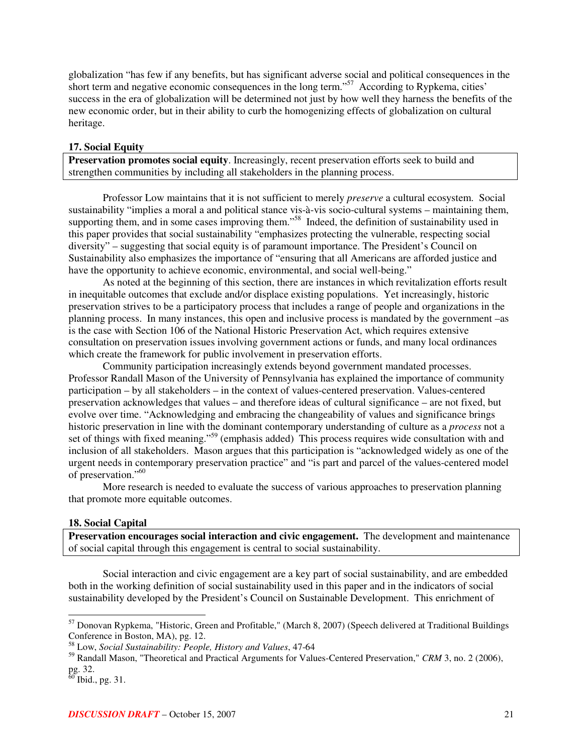globalization "has few if any benefits, but has significant adverse social and political consequences in the short term and negative economic consequences in the long term."[57] According to Rypkema, cities' success in the era of globalization will be determined not just by how well they harness the benefits of the new economic order, but in their ability to curb the homogenizing effects of globalization on cultural heritage.

### 17. Social Equity

**Preservation promotes social equity**. Increasingly, recent preservation efforts seek to build and strengthen communities by including all stakeholders in the planning process.

Professor Low maintains that it is not sufficient to merely *preserve* a cultural ecosystem. Social sustainability "implies a moral a and political stance vis-à-vis socio-cultural systems – maintaining them, supporting them, and in some cases improving them."[58] Indeed, the definition of sustainability used in this paper provides that social sustainability "emphasizes protecting the vulnerable, respecting social diversity" – suggesting that social equity is of paramount importance. The President's Council on Sustainability also emphasizes the importance of "ensuring that all Americans are afforded justice and have the opportunity to achieve economic, environmental, and social well-being."

As noted at the beginning of this section, there are instances in which revitalization efforts result in inequitable outcomes that exclude and/or displace existing populations. Yet increasingly, historic preservation strives to be a participatory process that includes a range of people and organizations in the planning process. In many instances, this open and inclusive process is mandated by the government –as is the case with Section 106 of the National Historic Preservation Act, which requires extensive consultation on preservation issues involving government actions or funds, and many local ordinances which create the framework for public involvement in preservation efforts.

Community participation increasingly extends beyond government mandated processes. Professor Randall Mason of the University of Pennsylvania has explained the importance of community participation – by all stakeholders – in the context of values-centered preservation. Values-centered preservation acknowledges that values – and therefore ideas of cultural significance – are not fixed, but evolve over time. "Acknowledging and embracing the changeability of values and significance brings historic preservation in line with the dominant contemporary understanding of culture as a *process* not a set of things with fixed meaning."[59] (emphasis added) This process requires wide consultation with and inclusion of all stakeholders. Mason argues that this participation is "acknowledged widely as one of the urgent needs in contemporary preservation practice" and "is part and parcel of the values-centered model of preservation."[60]

More research is needed to evaluate the success of various approaches to preservation planning that promote more equitable outcomes.

### 18. Social Capital

**Preservation encourages social interaction and civic engagement.** The development and maintenance of social capital through this engagement is central to social sustainability.

Social interaction and civic engagement are a key part of social sustainability, and are embedded both in the working definition of social sustainability used in this paper and in the indicators of social sustainability developed by the President's Council on Sustainable Development. This enrichment of

---

[57] Donovan Rypkema, "Historic, Green and Profitable," (March 8, 2007) (Speech delivered at Traditional Buildings Conference in Boston, MA), pg. 12.

[58] Low, *Social Sustainability: People, History and Values*, 47-64

[59] Randall Mason, "Theoretical and Practical Arguments for Values-Centered Preservation," *CRM* 3, no. 2 (2006), pg. 32.

[60] Ibid., pg. 31.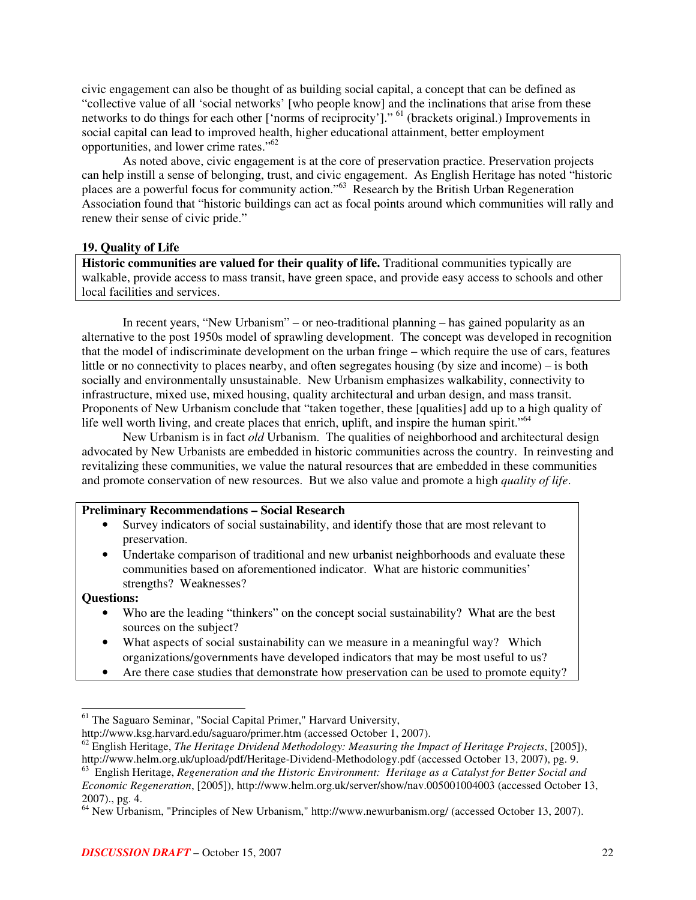civic engagement can also be thought of as building social capital, a concept that can be defined as "collective value of all 'social networks' [who people know] and the inclinations that arise from these networks to do things for each other ['norms of reciprocity']." [61] (brackets original.) Improvements in social capital can lead to improved health, higher educational attainment, better employment opportunities, and lower crime rates."[62]

As noted above, civic engagement is at the core of preservation practice. Preservation projects can help instill a sense of belonging, trust, and civic engagement. As English Heritage has noted "historic places are a powerful focus for community action."[63] Research by the British Urban Regeneration Association found that "historic buildings can act as focal points around which communities will rally and renew their sense of civic pride."

### 19. Quality of Life

**Historic communities are valued for their quality of life.** Traditional communities typically are walkable, provide access to mass transit, have green space, and provide easy access to schools and other local facilities and services.

In recent years, "New Urbanism" – or neo-traditional planning – has gained popularity as an alternative to the post 1950s model of sprawling development. The concept was developed in recognition that the model of indiscriminate development on the urban fringe – which require the use of cars, features little or no connectivity to places nearby, and often segregates housing (by size and income) – is both socially and environmentally unsustainable. New Urbanism emphasizes walkability, connectivity to infrastructure, mixed use, mixed housing, quality architectural and urban design, and mass transit. Proponents of New Urbanism conclude that "taken together, these [qualities] add up to a high quality of life well worth living, and create places that enrich, uplift, and inspire the human spirit."[64]

New Urbanism is in fact *old* Urbanism. The qualities of neighborhood and architectural design advocated by New Urbanists are embedded in historic communities across the country. In reinvesting and revitalizing these communities, we value the natural resources that are embedded in these communities and promote conservation of new resources. But we also value and promote a high *quality of life*.

**Preliminary Recommendations – Social Research**

- Survey indicators of social sustainability, and identify those that are most relevant to preservation.
- Undertake comparison of traditional and new urbanist neighborhoods and evaluate these communities based on aforementioned indicator. What are historic communities' strengths? Weaknesses?

**Questions:**

- Who are the leading "thinkers" on the concept social sustainability? What are the best sources on the subject?
- What aspects of social sustainability can we measure in a meaningful way? Which organizations/governments have developed indicators that may be most useful to us?
- Are there case studies that demonstrate how preservation can be used to promote equity?

---

[61] The Saguaro Seminar, "Social Capital Primer," Harvard University, http://www.ksg.harvard.edu/saguaro/primer.htm (accessed October 1, 2007).

[62] English Heritage, *The Heritage Dividend Methodology: Measuring the Impact of Heritage Projects*, [2005]), http://www.helm.org.uk/upload/pdf/Heritage-Dividend-Methodology.pdf (accessed October 13, 2007), pg. 9.

[63] English Heritage, *Regeneration and the Historic Environment: Heritage as a Catalyst for Better Social and Economic Regeneration*, [2005]), http://www.helm.org.uk/server/show/nav.005001004003 (accessed October 13, 2007)., pg. 4.

[64] New Urbanism, "Principles of New Urbanism," http://www.newurbanism.org/ (accessed October 13, 2007).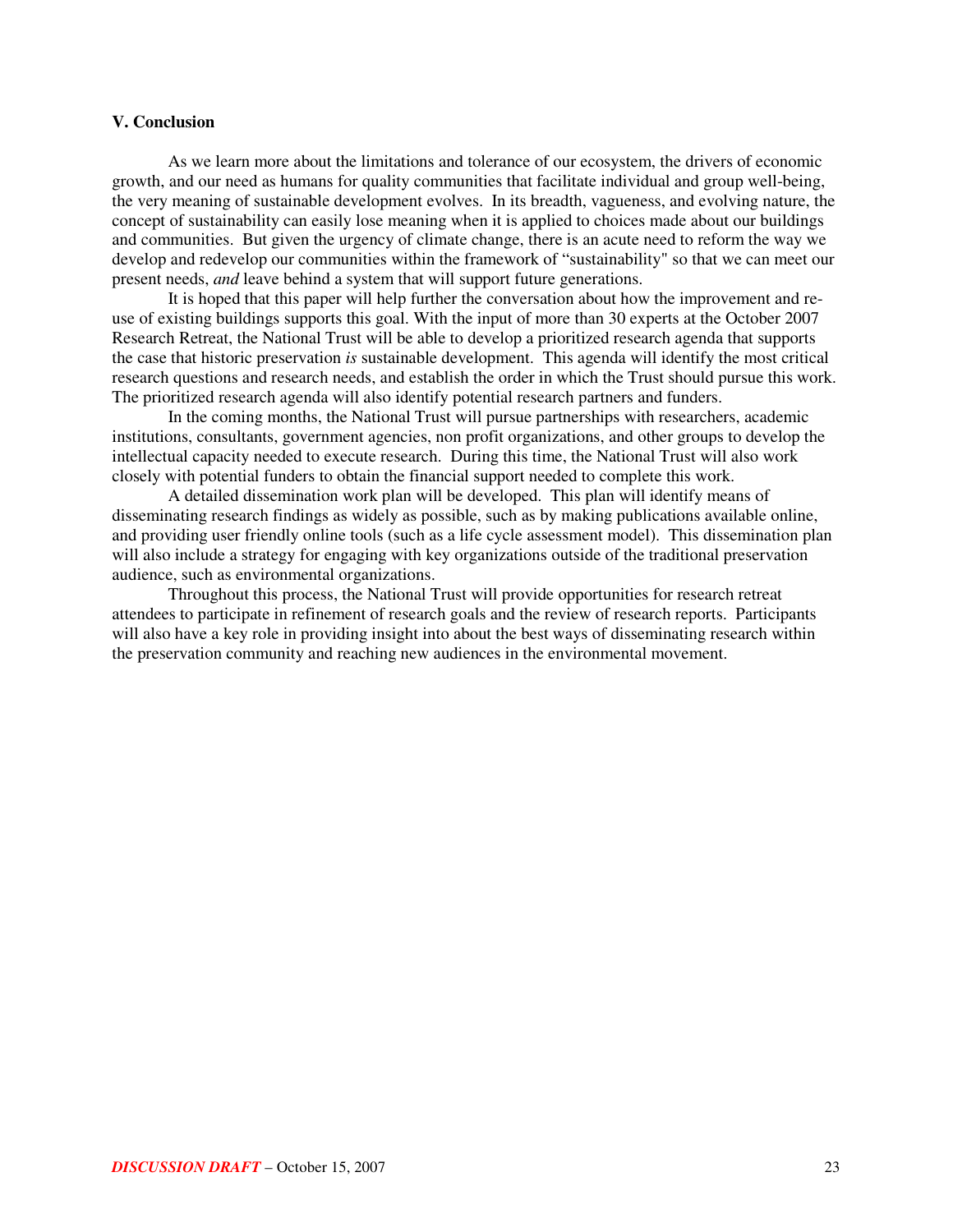## V. Conclusion

As we learn more about the limitations and tolerance of our ecosystem, the drivers of economic growth, and our need as humans for quality communities that facilitate individual and group well-being, the very meaning of sustainable development evolves. In its breadth, vagueness, and evolving nature, the concept of sustainability can easily lose meaning when it is applied to choices made about our buildings and communities. But given the urgency of climate change, there is an acute need to reform the way we develop and redevelop our communities within the framework of "sustainability" so that we can meet our present needs, *and* leave behind a system that will support future generations.

It is hoped that this paper will help further the conversation about how the improvement and re-use of existing buildings supports this goal. With the input of more than 30 experts at the October 2007 Research Retreat, the National Trust will be able to develop a prioritized research agenda that supports the case that historic preservation *is* sustainable development. This agenda will identify the most critical research questions and research needs, and establish the order in which the Trust should pursue this work. The prioritized research agenda will also identify potential research partners and funders.

In the coming months, the National Trust will pursue partnerships with researchers, academic institutions, consultants, government agencies, non profit organizations, and other groups to develop the intellectual capacity needed to execute research. During this time, the National Trust will also work closely with potential funders to obtain the financial support needed to complete this work.

A detailed dissemination work plan will be developed. This plan will identify means of disseminating research findings as widely as possible, such as by making publications available online, and providing user friendly online tools (such as a life cycle assessment model). This dissemination plan will also include a strategy for engaging with key organizations outside of the traditional preservation audience, such as environmental organizations.

Throughout this process, the National Trust will provide opportunities for research retreat attendees to participate in refinement of research goals and the review of research reports. Participants will also have a key role in providing insight into about the best ways of disseminating research within the preservation community and reaching new audiences in the environmental movement.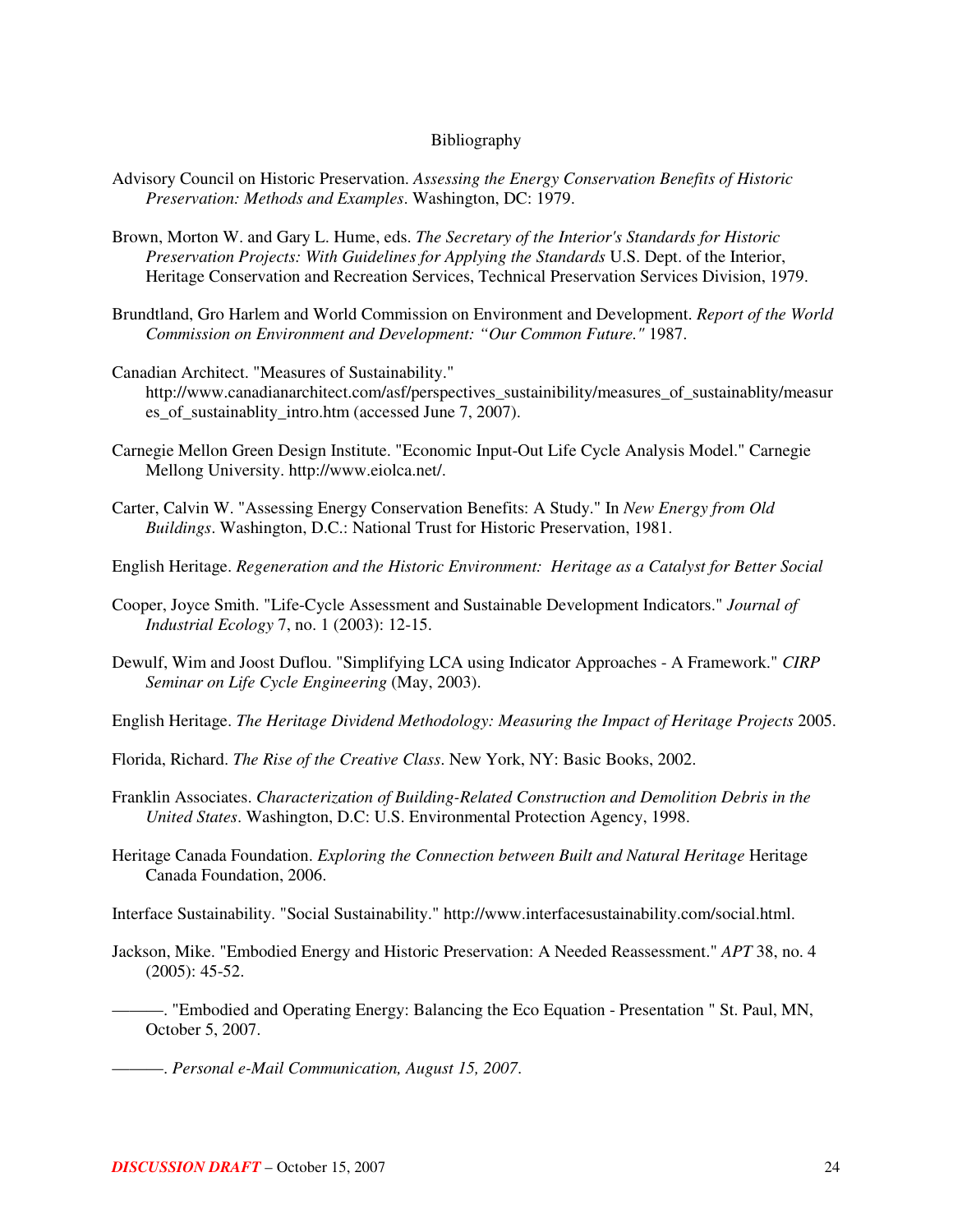# Bibliography

Advisory Council on Historic Preservation. *Assessing the Energy Conservation Benefits of Historic Preservation: Methods and Examples*. Washington, DC: 1979.

Brown, Morton W. and Gary L. Hume, eds. *The Secretary of the Interior's Standards for Historic Preservation Projects: With Guidelines for Applying the Standards* U.S. Dept. of the Interior, Heritage Conservation and Recreation Services, Technical Preservation Services Division, 1979.

Brundtland, Gro Harlem and World Commission on Environment and Development. *Report of the World Commission on Environment and Development: "Our Common Future."* 1987.

Canadian Architect. "Measures of Sustainability." http://www.canadianarchitect.com/asf/perspectives_sustainibility/measures_of_sustainablity/measures_of_sustainablity_intro.htm (accessed June 7, 2007).

Carnegie Mellon Green Design Institute. "Economic Input-Out Life Cycle Analysis Model." Carnegie Mellong University. http://www.eiolca.net/.

Carter, Calvin W. "Assessing Energy Conservation Benefits: A Study." In *New Energy from Old Buildings*. Washington, D.C.: National Trust for Historic Preservation, 1981.

English Heritage. *Regeneration and the Historic Environment: Heritage as a Catalyst for Better Social*

Cooper, Joyce Smith. "Life-Cycle Assessment and Sustainable Development Indicators." *Journal of Industrial Ecology* 7, no. 1 (2003): 12-15.

Dewulf, Wim and Joost Duflou. "Simplifying LCA using Indicator Approaches - A Framework." *CIRP Seminar on Life Cycle Engineering* (May, 2003).

English Heritage. *The Heritage Dividend Methodology: Measuring the Impact of Heritage Projects* 2005.

Florida, Richard. *The Rise of the Creative Class*. New York, NY: Basic Books, 2002.

Franklin Associates. *Characterization of Building-Related Construction and Demolition Debris in the United States*. Washington, D.C: U.S. Environmental Protection Agency, 1998.

Heritage Canada Foundation. *Exploring the Connection between Built and Natural Heritage* Heritage Canada Foundation, 2006.

Interface Sustainability. "Social Sustainability." http://www.interfacesustainability.com/social.html.

Jackson, Mike. "Embodied Energy and Historic Preservation: A Needed Reassessment." *APT* 38, no. 4 (2005): 45-52.

———. "Embodied and Operating Energy: Balancing the Eco Equation - Presentation " St. Paul, MN, October 5, 2007.

———. *Personal e-Mail Communication, August 15, 2007*.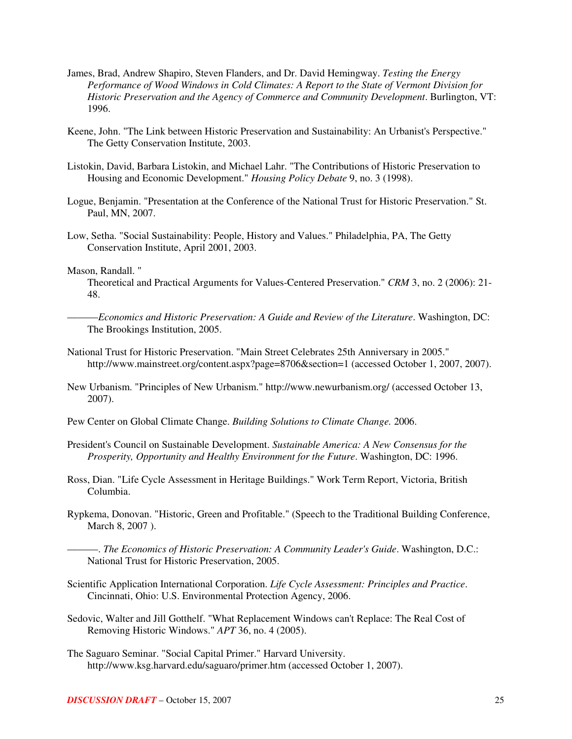James, Brad, Andrew Shapiro, Steven Flanders, and Dr. David Hemingway. *Testing the Energy Performance of Wood Windows in Cold Climates: A Report to the State of Vermont Division for Historic Preservation and the Agency of Commerce and Community Development*. Burlington, VT: 1996.

Keene, John. "The Link between Historic Preservation and Sustainability: An Urbanist's Perspective." The Getty Conservation Institute, 2003.

Listokin, David, Barbara Listokin, and Michael Lahr. "The Contributions of Historic Preservation to Housing and Economic Development." *Housing Policy Debate* 9, no. 3 (1998).

Logue, Benjamin. "Presentation at the Conference of the National Trust for Historic Preservation." St. Paul, MN, 2007.

Low, Setha. "Social Sustainability: People, History and Values." Philadelphia, PA, The Getty Conservation Institute, April 2001, 2003.

Mason, Randall. "
Theoretical and Practical Arguments for Values-Centered Preservation." *CRM* 3, no. 2 (2006): 21-48.

———*Economics and Historic Preservation: A Guide and Review of the Literature*. Washington, DC: The Brookings Institution, 2005.

National Trust for Historic Preservation. "Main Street Celebrates 25th Anniversary in 2005." http://www.mainstreet.org/content.aspx?page=8706&section=1 (accessed October 1, 2007, 2007).

New Urbanism. "Principles of New Urbanism." http://www.newurbanism.org/ (accessed October 13, 2007).

Pew Center on Global Climate Change. *Building Solutions to Climate Change.* 2006.

President's Council on Sustainable Development. *Sustainable America: A New Consensus for the Prosperity, Opportunity and Healthy Environment for the Future*. Washington, DC: 1996.

Ross, Dian. "Life Cycle Assessment in Heritage Buildings." Work Term Report, Victoria, British Columbia.

Rypkema, Donovan. "Historic, Green and Profitable." (Speech to the Traditional Building Conference, March 8, 2007 ).

———. *The Economics of Historic Preservation: A Community Leader's Guide*. Washington, D.C.: National Trust for Historic Preservation, 2005.

Scientific Application International Corporation. *Life Cycle Assessment: Principles and Practice*. Cincinnati, Ohio: U.S. Environmental Protection Agency, 2006.

Sedovic, Walter and Jill Gotthelf. "What Replacement Windows can't Replace: The Real Cost of Removing Historic Windows." *APT* 36, no. 4 (2005).

The Saguaro Seminar. "Social Capital Primer." Harvard University. http://www.ksg.harvard.edu/saguaro/primer.htm (accessed October 1, 2007).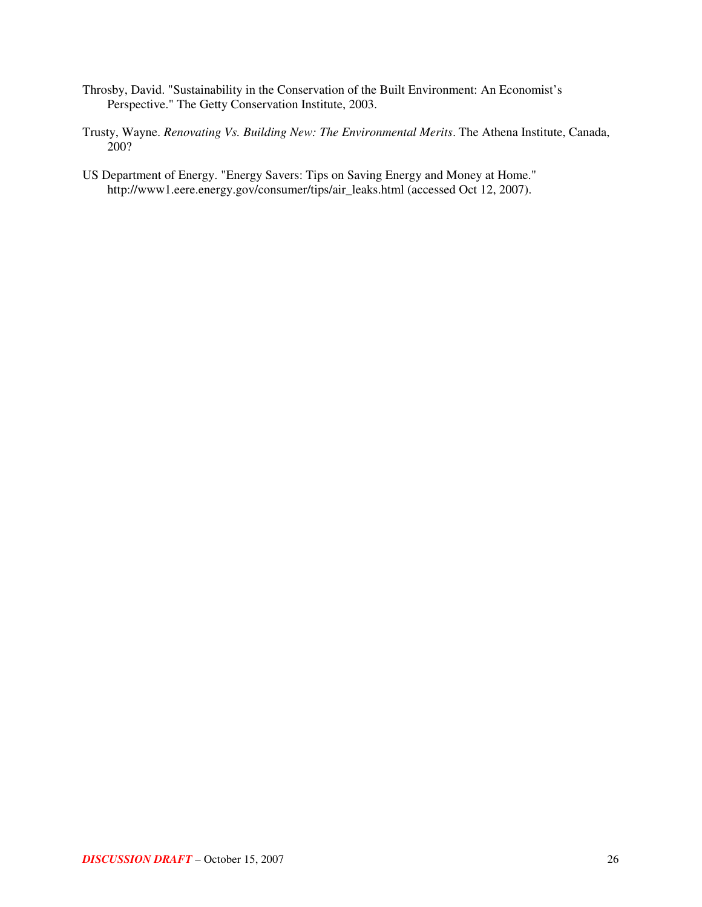Throsby, David. "Sustainability in the Conservation of the Built Environment: An Economist's Perspective." The Getty Conservation Institute, 2003.

Trusty, Wayne. *Renovating Vs. Building New: The Environmental Merits*. The Athena Institute, Canada, 200?

US Department of Energy. "Energy Savers: Tips on Saving Energy and Money at Home." http://www1.eere.energy.gov/consumer/tips/air_leaks.html (accessed Oct 12, 2007).